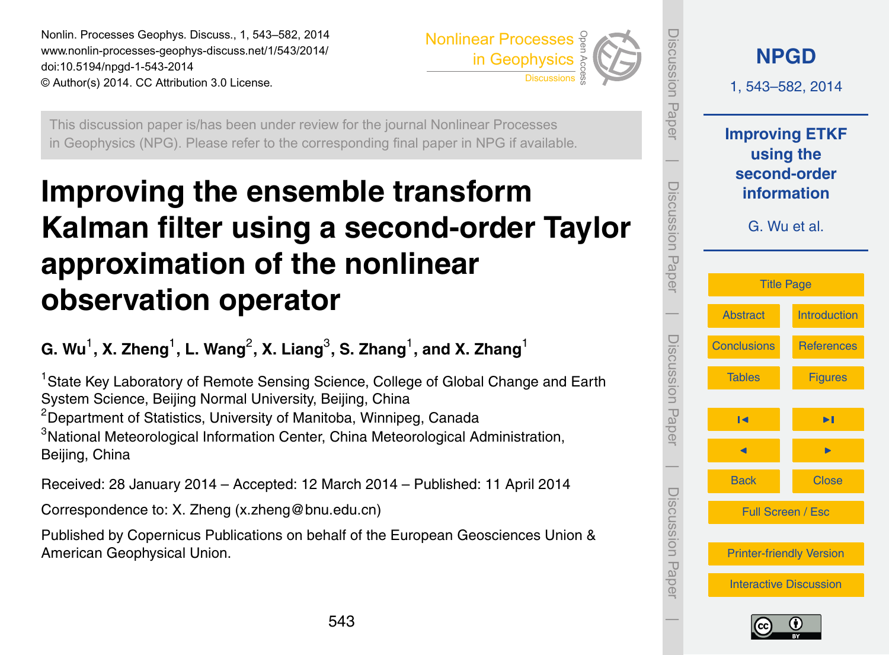Nonlin. Processes Geophys. Discuss., 1, 543–582, 2014
www.nonlin-processes-geophys-discuss.net/1/543/2014/
doi:10.5194/npgd-1-543-2014
© Author(s) 2014. CC Attribution 3.0 License.

This discussion paper is/has been under review for the journal Nonlinear Processes in Geophysics (NPG). Please refer to the corresponding final paper in NPG if available.

# Improving the ensemble transform Kalman filter using a second-order Taylor approximation of the nonlinear observation operator

**G. Wu[1], X. Zheng[1], L. Wang[2], X. Liang[3], S. Zhang[1], and X. Zhang[1]**

[1]State Key Laboratory of Remote Sensing Science, College of Global Change and Earth System Science, Beijing Normal University, Beijing, China

[2]Department of Statistics, University of Manitoba, Winnipeg, Canada

[3]National Meteorological Information Center, China Meteorological Administration, Beijing, China

Received: 28 January 2014 – Accepted: 12 March 2014 – Published: 11 April 2014

Correspondence to: X. Zheng (x.zheng@bnu.edu.cn)

Published by Copernicus Publications on behalf of the European Geosciences Union & American Geophysical Union.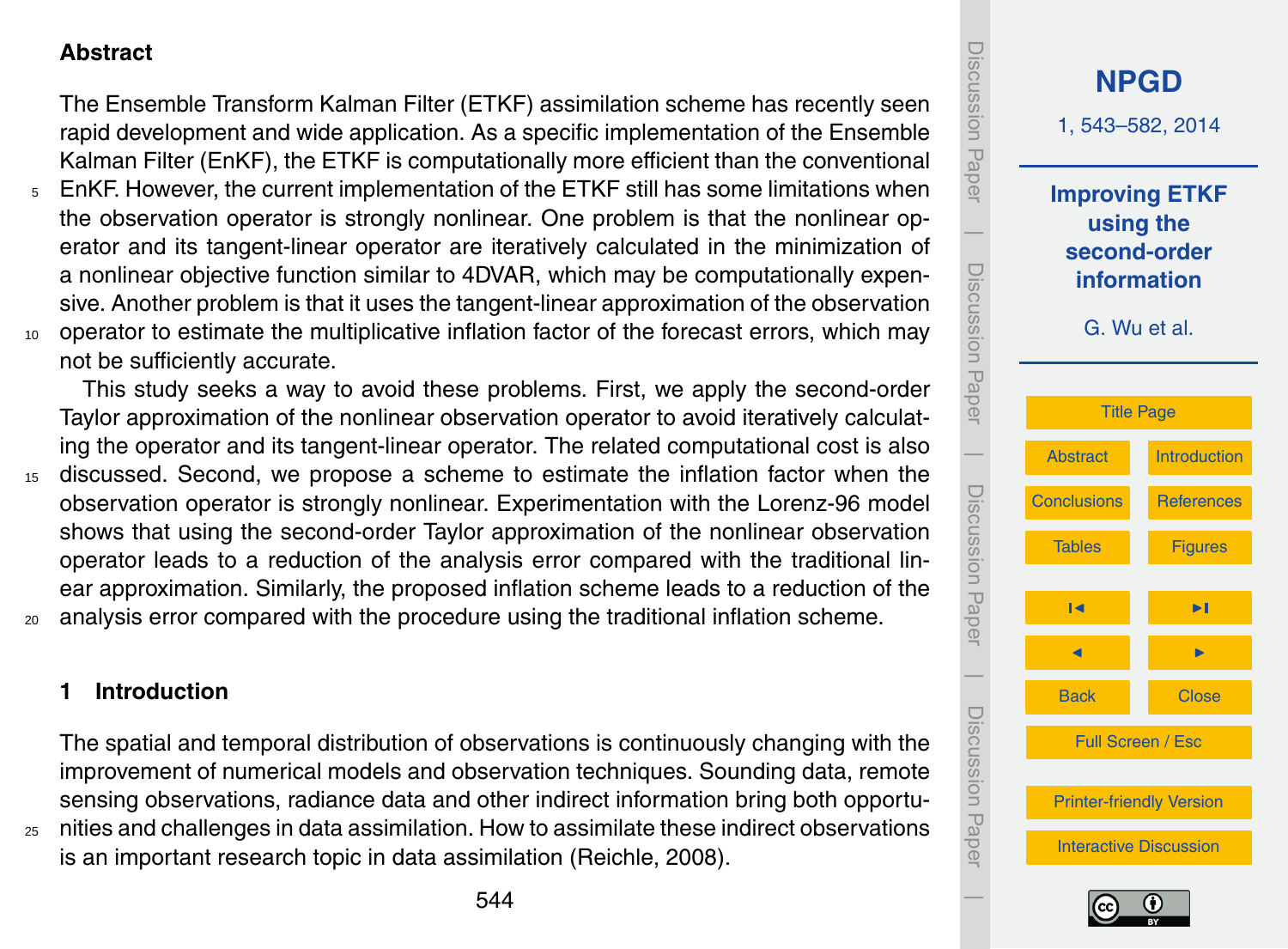## Abstract

The Ensemble Transform Kalman Filter (ETKF) assimilation scheme has recently seen rapid development and wide application. As a specific implementation of the Ensemble Kalman Filter (EnKF), the ETKF is computationally more efficient than the conventional EnKF. However, the current implementation of the ETKF still has some limitations when the observation operator is strongly nonlinear. One problem is that the nonlinear operator and its tangent-linear operator are iteratively calculated in the minimization of a nonlinear objective function similar to 4DVAR, which may be computationally expensive. Another problem is that it uses the tangent-linear approximation of the observation operator to estimate the multiplicative inflation factor of the forecast errors, which may not be sufficiently accurate.

This study seeks a way to avoid these problems. First, we apply the second-order Taylor approximation of the nonlinear observation operator to avoid iteratively calculating the operator and its tangent-linear operator. The related computational cost is also discussed. Second, we propose a scheme to estimate the inflation factor when the observation operator is strongly nonlinear. Experimentation with the Lorenz-96 model shows that using the second-order Taylor approximation of the nonlinear observation operator leads to a reduction of the analysis error compared with the traditional linear approximation. Similarly, the proposed inflation scheme leads to a reduction of the analysis error compared with the procedure using the traditional inflation scheme.

## 1 Introduction

The spatial and temporal distribution of observations is continuously changing with the improvement of numerical models and observation techniques. Sounding data, remote sensing observations, radiance data and other indirect information bring both opportunities and challenges in data assimilation. How to assimilate these indirect observations is an important research topic in data assimilation (Reichle, 2008).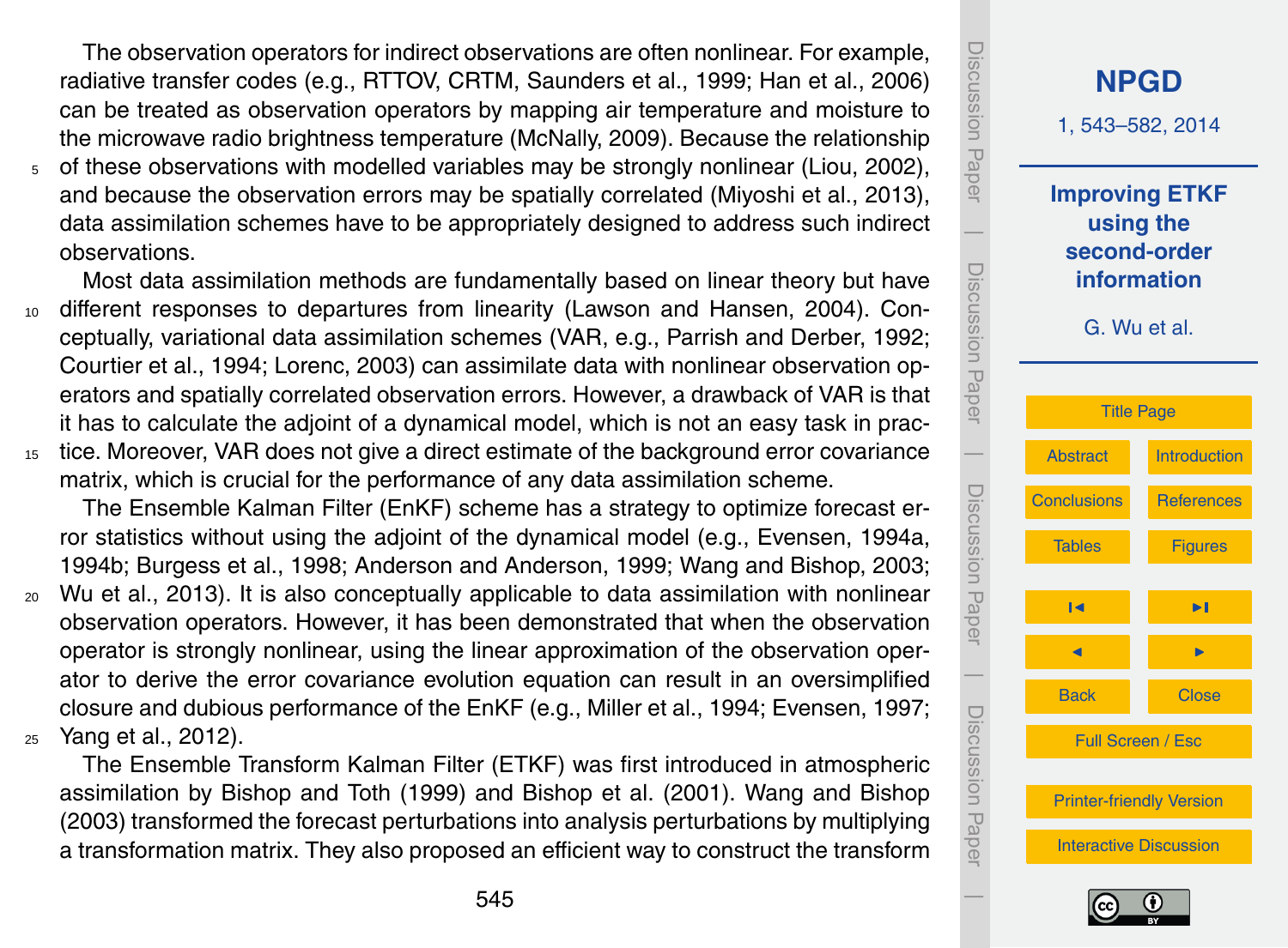The observation operators for indirect observations are often nonlinear. For example, radiative transfer codes (e.g., RTTOV, CRTM, Saunders et al., 1999; Han et al., 2006) can be treated as observation operators by mapping air temperature and moisture to the microwave radio brightness temperature (McNally, 2009). Because the relationship of these observations with modelled variables may be strongly nonlinear (Liou, 2002), and because the observation errors may be spatially correlated (Miyoshi et al., 2013), data assimilation schemes have to be appropriately designed to address such indirect observations.

Most data assimilation methods are fundamentally based on linear theory but have different responses to departures from linearity (Lawson and Hansen, 2004). Conceptually, variational data assimilation schemes (VAR, e.g., Parrish and Derber, 1992; Courtier et al., 1994; Lorenc, 2003) can assimilate data with nonlinear observation operators and spatially correlated observation errors. However, a drawback of VAR is that it has to calculate the adjoint of a dynamical model, which is not an easy task in practice. Moreover, VAR does not give a direct estimate of the background error covariance matrix, which is crucial for the performance of any data assimilation scheme.

The Ensemble Kalman Filter (EnKF) scheme has a strategy to optimize forecast error statistics without using the adjoint of the dynamical model (e.g., Evensen, 1994a, 1994b; Burgess et al., 1998; Anderson and Anderson, 1999; Wang and Bishop, 2003; Wu et al., 2013). It is also conceptually applicable to data assimilation with nonlinear observation operators. However, it has been demonstrated that when the observation operator is strongly nonlinear, using the linear approximation of the observation operator to derive the error covariance evolution equation can result in an oversimplified closure and dubious performance of the EnKF (e.g., Miller et al., 1994; Evensen, 1997; Yang et al., 2012).

The Ensemble Transform Kalman Filter (ETKF) was first introduced in atmospheric assimilation by Bishop and Toth (1999) and Bishop et al. (2001). Wang and Bishop (2003) transformed the forecast perturbations into analysis perturbations by multiplying a transformation matrix. They also proposed an efficient way to construct the transform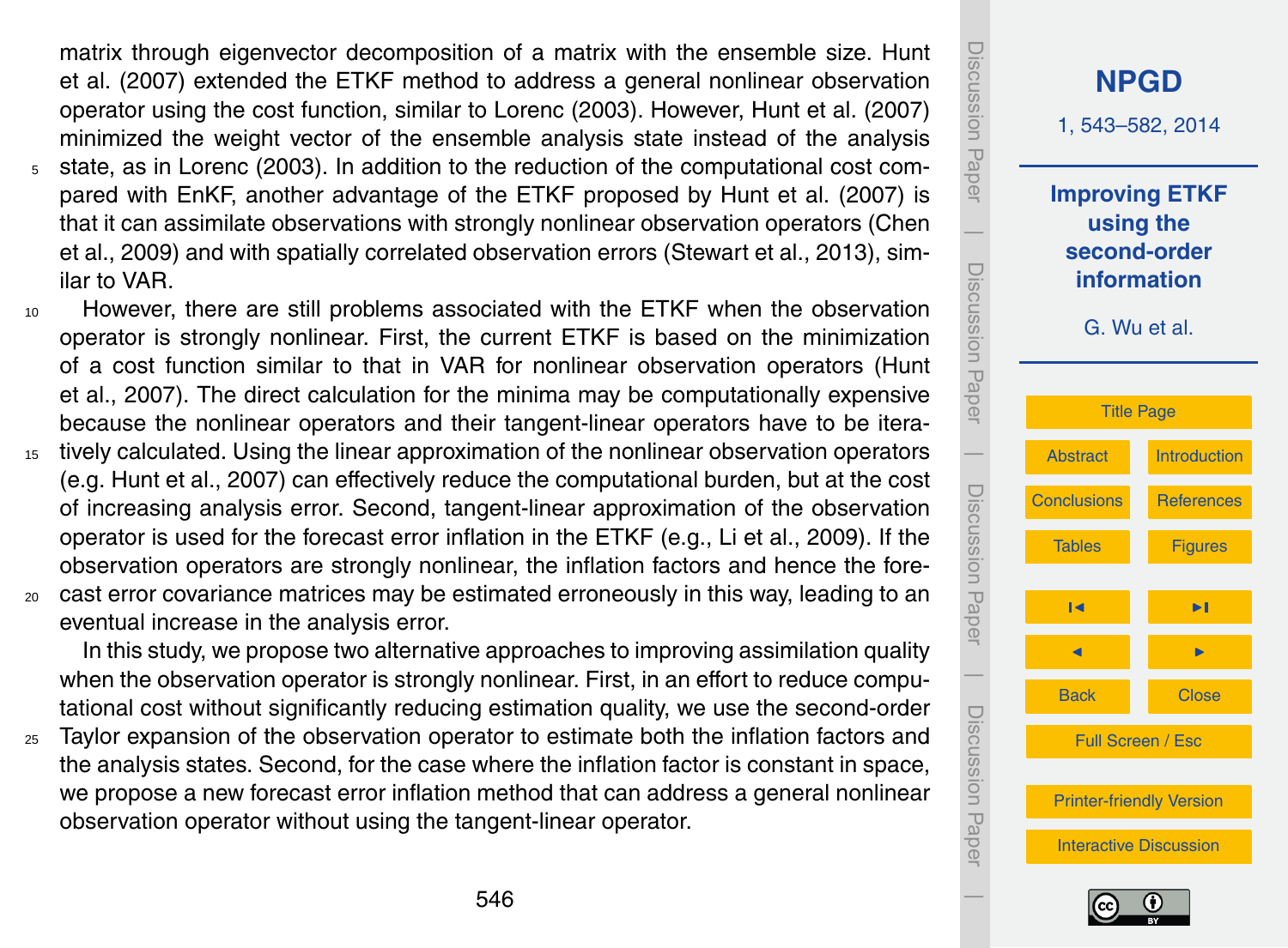matrix through eigenvector decomposition of a matrix with the ensemble size. Hunt et al. (2007) extended the ETKF method to address a general nonlinear observation operator using the cost function, similar to Lorenc (2003). However, Hunt et al. (2007) minimized the weight vector of the ensemble analysis state instead of the analysis state, as in Lorenc (2003). In addition to the reduction of the computational cost compared with EnKF, another advantage of the ETKF proposed by Hunt et al. (2007) is that it can assimilate observations with strongly nonlinear observation operators (Chen et al., 2009) and with spatially correlated observation errors (Stewart et al., 2013), similar to VAR.

However, there are still problems associated with the ETKF when the observation operator is strongly nonlinear. First, the current ETKF is based on the minimization of a cost function similar to that in VAR for nonlinear observation operators (Hunt et al., 2007). The direct calculation for the minima may be computationally expensive because the nonlinear operators and their tangent-linear operators have to be iteratively calculated. Using the linear approximation of the nonlinear observation operators (e.g. Hunt et al., 2007) can effectively reduce the computational burden, but at the cost of increasing analysis error. Second, tangent-linear approximation of the observation operator is used for the forecast error inflation in the ETKF (e.g., Li et al., 2009). If the observation operators are strongly nonlinear, the inflation factors and hence the forecast error covariance matrices may be estimated erroneously in this way, leading to an eventual increase in the analysis error.

In this study, we propose two alternative approaches to improving assimilation quality when the observation operator is strongly nonlinear. First, in an effort to reduce computational cost without significantly reducing estimation quality, we use the second-order Taylor expansion of the observation operator to estimate both the inflation factors and the analysis states. Second, for the case where the inflation factor is constant in space, we propose a new forecast error inflation method that can address a general nonlinear observation operator without using the tangent-linear operator.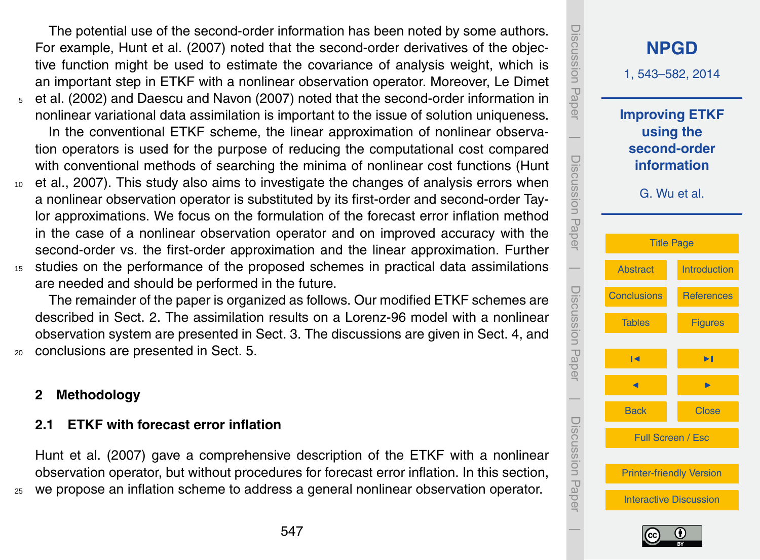The potential use of the second-order information has been noted by some authors. For example, Hunt et al. (2007) noted that the second-order derivatives of the objective function might be used to estimate the covariance of analysis weight, which is an important step in ETKF with a nonlinear observation operator. Moreover, Le Dimet et al. (2002) and Daescu and Navon (2007) noted that the second-order information in nonlinear variational data assimilation is important to the issue of solution uniqueness.

In the conventional ETKF scheme, the linear approximation of nonlinear observation operators is used for the purpose of reducing the computational cost compared with conventional methods of searching the minima of nonlinear cost functions (Hunt et al., 2007). This study also aims to investigate the changes of analysis errors when a nonlinear observation operator is substituted by its first-order and second-order Taylor approximations. We focus on the formulation of the forecast error inflation method in the case of a nonlinear observation operator and on improved accuracy with the second-order vs. the first-order approximation and the linear approximation. Further studies on the performance of the proposed schemes in practical data assimilations are needed and should be performed in the future.

The remainder of the paper is organized as follows. Our modified ETKF schemes are described in Sect. 2. The assimilation results on a Lorenz-96 model with a nonlinear observation system are presented in Sect. 3. The discussions are given in Sect. 4, and conclusions are presented in Sect. 5.

## 2 Methodology

### 2.1 ETKF with forecast error inflation

Hunt et al. (2007) gave a comprehensive description of the ETKF with a nonlinear observation operator, but without procedures for forecast error inflation. In this section, we propose an inflation scheme to address a general nonlinear observation operator.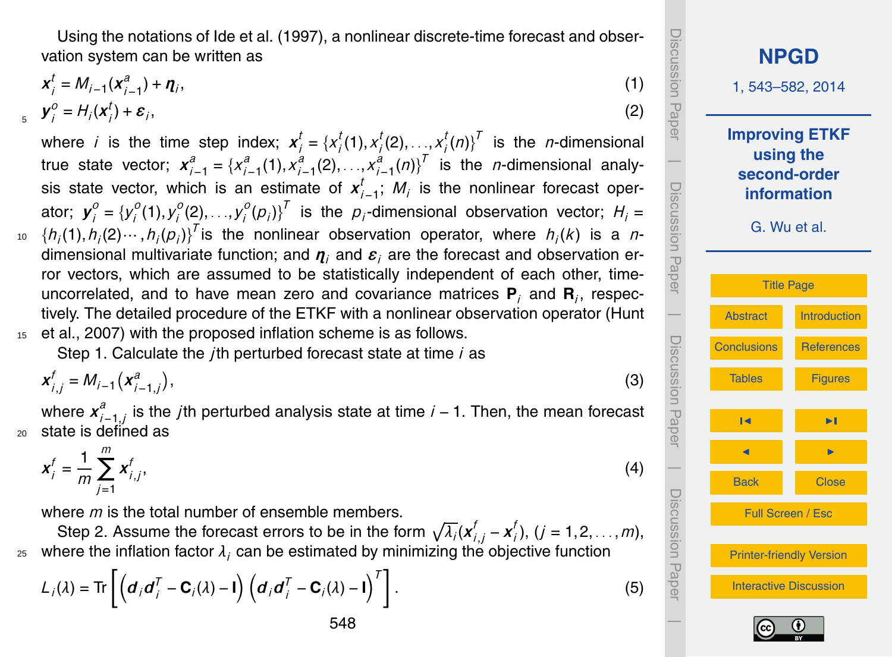Using the notations of Ide et al. (1997), a nonlinear discrete-time forecast and observation system can be written as

$$\boldsymbol{x}_i^t = M_{i-1}(\boldsymbol{x}_{i-1}^a) + \boldsymbol{\eta}_i, \tag{1}$$

$$\boldsymbol{y}_i^o = H_i(\boldsymbol{x}_i^t) + \boldsymbol{\varepsilon}_i, \tag{2}$$

where $i$ is the time step index; $\boldsymbol{x}_i^t = \{x_i^t(1), x_i^t(2), \ldots, x_i^t(n)\}^T$ is the $n$-dimensional true state vector; $\boldsymbol{x}_{i-1}^a = \{x_{i-1}^a(1), x_{i-1}^a(2), \ldots, x_{i-1}^a(n)\}^T$ is the $n$-dimensional analysis state vector, which is an estimate of $\boldsymbol{x}_{i-1}^t$; $M_i$ is the nonlinear forecast operator; $\boldsymbol{y}_i^o = \{y_i^o(1), y_i^o(2), \ldots, y_i^o(p_i)\}^T$ is the $p_i$-dimensional observation vector; $H_i = \{h_i(1), h_i(2) \cdots, h_i(p_i)\}^T$ is the nonlinear observation operator, where $h_i(k)$ is a $n$-dimensional multivariate function; and $\boldsymbol{\eta}_i$ and $\boldsymbol{\varepsilon}_i$ are the forecast and observation error vectors, which are assumed to be statistically independent of each other, time-uncorrelated, and to have mean zero and covariance matrices $\mathbf{P}_i$ and $\mathbf{R}_i$, respectively. The detailed procedure of the ETKF with a nonlinear observation operator (Hunt et al., 2007) with the proposed inflation scheme is as follows.

Step 1. Calculate the $j$th perturbed forecast state at time $i$ as

$$\boldsymbol{x}_{i,j}^f = M_{i-1}\left(\boldsymbol{x}_{i-1,j}^a\right), \tag{3}$$

where $\boldsymbol{x}_{i-1,j}^a$ is the $j$th perturbed analysis state at time $i-1$. Then, the mean forecast state is defined as

$$\boldsymbol{x}_i^f = \frac{1}{m}\sum_{j=1}^{m} \boldsymbol{x}_{i,j}^f, \tag{4}$$

where $m$ is the total number of ensemble members.

Step 2. Assume the forecast errors to be in the form $\sqrt{\lambda_i}(\boldsymbol{x}_{i,j}^f - \boldsymbol{x}_i^f)$, $(j = 1, 2, \ldots, m)$, where the inflation factor $\lambda_i$ can be estimated by minimizing the objective function

$$L_i(\lambda) = \mathrm{Tr}\left[\left(\boldsymbol{d}_i\boldsymbol{d}_i^T - \mathbf{C}_i(\lambda) - \mathbf{I}\right)\left(\boldsymbol{d}_i\boldsymbol{d}_i^T - \mathbf{C}_i(\lambda) - \mathbf{I}\right)^T\right]. \tag{5}$$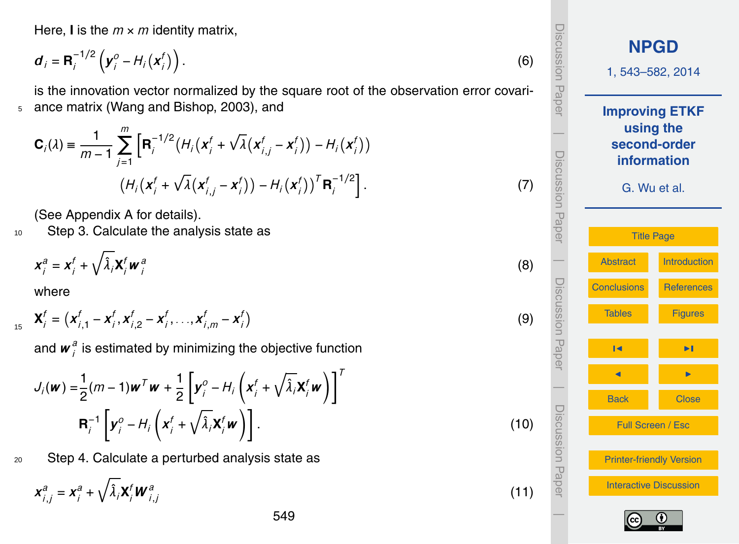Here, $\mathbf{I}$ is the $m \times m$ identity matrix,

$$\boldsymbol{d}_i = \mathbf{R}_i^{-1/2}\left(\boldsymbol{y}_i^o - H_i(\boldsymbol{x}_i^f)\right). \tag{6}$$

is the innovation vector normalized by the square root of the observation error covariance matrix (Wang and Bishop, 2003), and

$$\mathbf{C}_i(\lambda) \equiv \frac{1}{m-1}\sum_{j=1}^{m}\Big[\mathbf{R}_i^{-1/2}\big(H_i(\boldsymbol{x}_i^f + \sqrt{\lambda}(\boldsymbol{x}_{i,j}^f - \boldsymbol{x}_i^f)) - H_i(\boldsymbol{x}_i^f)\big) \\ \big(H_i(\boldsymbol{x}_i^f + \sqrt{\lambda}(\boldsymbol{x}_{i,j}^f - \boldsymbol{x}_i^f)) - H_i(\boldsymbol{x}_i^f)\big)^T\mathbf{R}_i^{-1/2}\Big]. \tag{7}$$

(See Appendix A for details).

Step 3. Calculate the analysis state as

$$\boldsymbol{x}_i^a = \boldsymbol{x}_i^f + \sqrt{\hat{\lambda}_i}\mathbf{X}_i^f\boldsymbol{w}_i^a \tag{8}$$

where

$$\mathbf{X}_i^f = (\boldsymbol{x}_{i,1}^f - \boldsymbol{x}_i^f, \boldsymbol{x}_{i,2}^f - \boldsymbol{x}_i^f, \ldots, \boldsymbol{x}_{i,m}^f - \boldsymbol{x}_i^f) \tag{9}$$

and $\boldsymbol{w}_i^a$ is estimated by minimizing the objective function

$$J_i(\boldsymbol{w}) = \frac{1}{2}(m-1)\boldsymbol{w}^T\boldsymbol{w} + \frac{1}{2}\left[\boldsymbol{y}_i^o - H_i\left(\boldsymbol{x}_i^f + \sqrt{\hat{\lambda}_i}\mathbf{X}_i^f\boldsymbol{w}\right)\right]^T \\ \mathbf{R}_i^{-1}\left[\boldsymbol{y}_i^o - H_i\left(\boldsymbol{x}_i^f + \sqrt{\hat{\lambda}_i}\mathbf{X}_i^f\boldsymbol{w}\right)\right]. \tag{10}$$

Step 4. Calculate a perturbed analysis state as

$$\boldsymbol{x}_{i,j}^a = \boldsymbol{x}_i^a + \sqrt{\hat{\lambda}_i}\mathbf{X}_i^f\boldsymbol{W}_{i,j}^a \tag{11}$$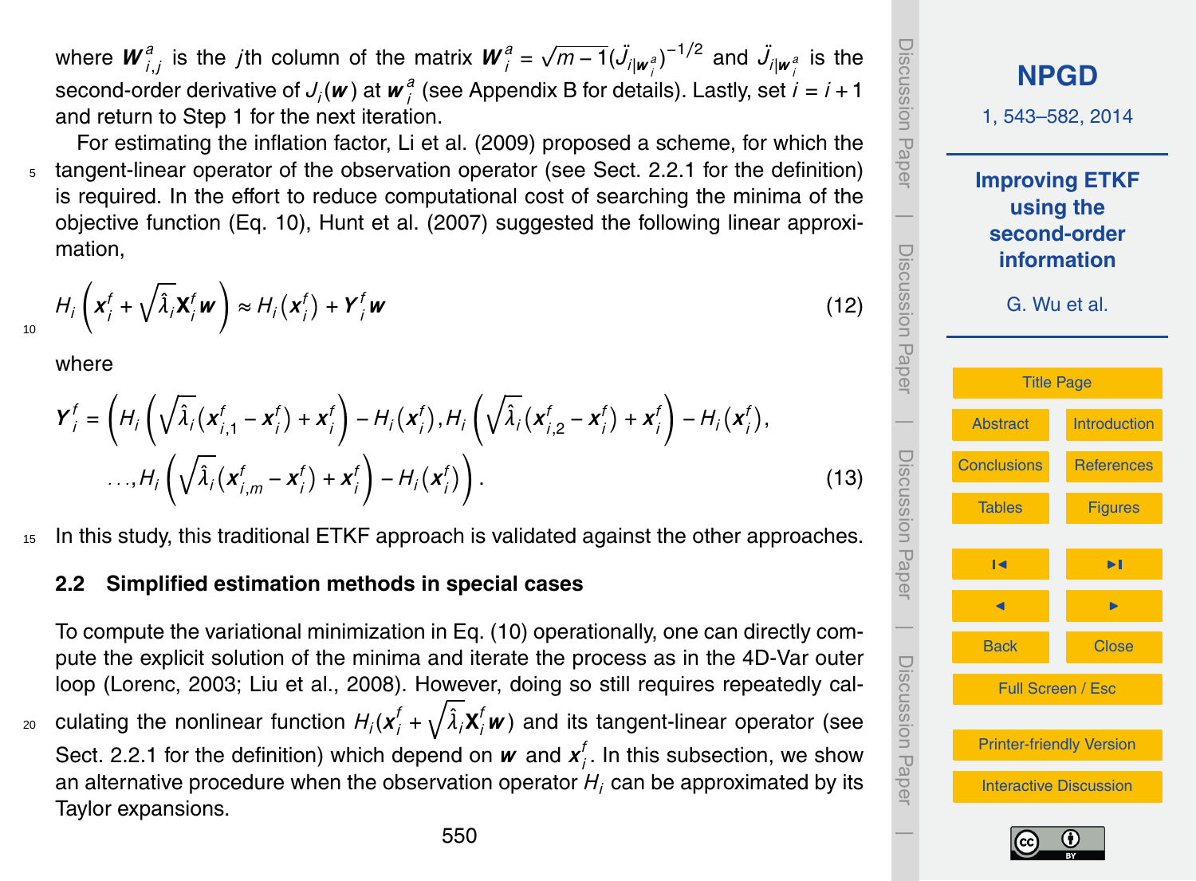where $\boldsymbol{W}^a_{i,j}$ is the $j$th column of the matrix $\boldsymbol{W}^a_i = \sqrt{m-1}(\ddot{J}_{i|\boldsymbol{w}^a_i})^{-1/2}$ and $\ddot{J}_{i|\boldsymbol{w}^a_i}$ is the second-order derivative of $J_i(\boldsymbol{w})$ at $\boldsymbol{w}^a_i$ (see Appendix B for details). Lastly, set $i = i+1$ and return to Step 1 for the next iteration.

For estimating the inflation factor, Li et al. (2009) proposed a scheme, for which the tangent-linear operator of the observation operator (see Sect. 2.2.1 for the definition) is required. In the effort to reduce computational cost of searching the minima of the objective function (Eq. 10), Hunt et al. (2007) suggested the following linear approximation,

$$H_i\left(\boldsymbol{x}^f_i + \sqrt{\hat{\lambda}_i}\mathbf{X}^f_i\boldsymbol{w}\right) \approx H_i\left(\boldsymbol{x}^f_i\right) + \boldsymbol{Y}^f_i\boldsymbol{w} \tag{12}$$

where

$$\boldsymbol{Y}^f_i = \left(H_i\left(\sqrt{\hat{\lambda}_i}\left(\boldsymbol{x}^f_{i,1} - \boldsymbol{x}^f_i\right) + \boldsymbol{x}^f_i\right) - H_i\left(\boldsymbol{x}^f_i\right), H_i\left(\sqrt{\hat{\lambda}_i}\left(\boldsymbol{x}^f_{i,2} - \boldsymbol{x}^f_i\right) + \boldsymbol{x}^f_i\right) - H_i\left(\boldsymbol{x}^f_i\right),\right.$$
$$\left.\ldots, H_i\left(\sqrt{\hat{\lambda}_i}\left(\boldsymbol{x}^f_{i,m} - \boldsymbol{x}^f_i\right) + \boldsymbol{x}^f_i\right) - H_i\left(\boldsymbol{x}^f_i\right)\right). \tag{13}$$

In this study, this traditional ETKF approach is validated against the other approaches.

## 2.2 Simplified estimation methods in special cases

To compute the variational minimization in Eq. (10) operationally, one can directly compute the explicit solution of the minima and iterate the process as in the 4D-Var outer loop (Lorenc, 2003; Liu et al., 2008). However, doing so still requires repeatedly calculating the nonlinear function $H_i(\boldsymbol{x}^f_i + \sqrt{\hat{\lambda}_i}\mathbf{X}^f_i\boldsymbol{w})$ and its tangent-linear operator (see Sect. 2.2.1 for the definition) which depend on $\boldsymbol{w}$ and $\boldsymbol{x}^f_i$. In this subsection, we show an alternative procedure when the observation operator $H_i$ can be approximated by its Taylor expansions.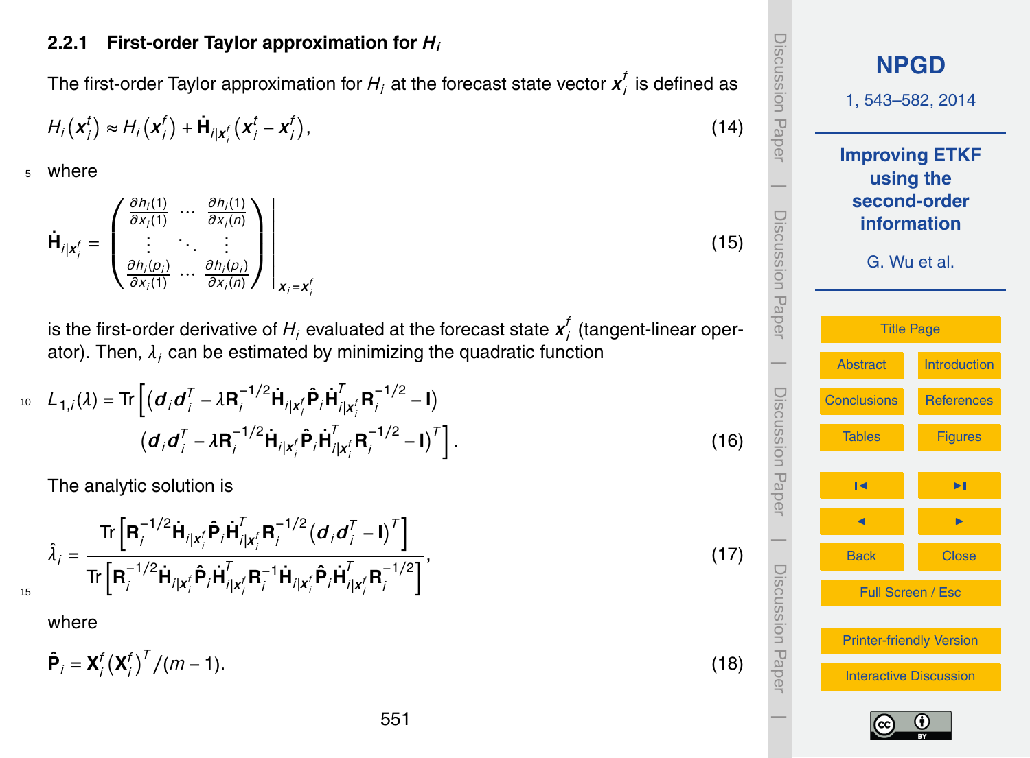### 2.2.1 First-order Taylor approximation for $H_i$

The first-order Taylor approximation for $H_i$ at the forecast state vector $\boldsymbol{x}_i^f$ is defined as

$$H_i(\boldsymbol{x}_i^t) \approx H_i(\boldsymbol{x}_i^f) + \dot{\mathbf{H}}_{i|\boldsymbol{x}_i^f}(\boldsymbol{x}_i^t - \boldsymbol{x}_i^f), \tag{14}$$

where

$$\dot{\mathbf{H}}_{i|\boldsymbol{x}_i^f} = \left.\begin{pmatrix} \frac{\partial h_i(1)}{\partial x_i(1)} & \cdots & \frac{\partial h_i(1)}{\partial x_i(n)} \\ \vdots & \ddots & \vdots \\ \frac{\partial h_i(p_i)}{\partial x_i(1)} & \cdots & \frac{\partial h_i(p_i)}{\partial x_i(n)} \end{pmatrix}\right|_{\boldsymbol{x}_i = \boldsymbol{x}_i^f} \tag{15}$$

is the first-order derivative of $H_i$ evaluated at the forecast state $\boldsymbol{x}_i^f$ (tangent-linear operator). Then, $\lambda_i$ can be estimated by minimizing the quadratic function

$$L_{1,i}(\lambda) = \mathrm{Tr}\Big[\left(\boldsymbol{d}_i\boldsymbol{d}_i^T - \lambda \mathbf{R}_i^{-1/2}\dot{\mathbf{H}}_{i|\boldsymbol{x}_i^f}\hat{\mathbf{P}}_i\dot{\mathbf{H}}_{i|\boldsymbol{x}_i^f}^T\mathbf{R}_i^{-1/2} - \mathbf{I}\right) \left(\boldsymbol{d}_i\boldsymbol{d}_i^T - \lambda \mathbf{R}_i^{-1/2}\dot{\mathbf{H}}_{i|\boldsymbol{x}_i^f}\hat{\mathbf{P}}_i\dot{\mathbf{H}}_{i|\boldsymbol{x}_i^f}^T\mathbf{R}_i^{-1/2} - \mathbf{I}\right)^T\Big]. \tag{16}$$

The analytic solution is

$$\hat{\lambda}_i = \frac{\mathrm{Tr}\left[\mathbf{R}_i^{-1/2}\dot{\mathbf{H}}_{i|\boldsymbol{x}_i^f}\hat{\mathbf{P}}_i\dot{\mathbf{H}}_{i|\boldsymbol{x}_i^f}^T\mathbf{R}_i^{-1/2}(\boldsymbol{d}_i\boldsymbol{d}_i^T - \mathbf{I})^T\right]}{\mathrm{Tr}\left[\mathbf{R}_i^{-1/2}\dot{\mathbf{H}}_{i|\boldsymbol{x}_i^f}\hat{\mathbf{P}}_i\dot{\mathbf{H}}_{i|\boldsymbol{x}_i^f}^T\mathbf{R}_i^{-1}\dot{\mathbf{H}}_{i|\boldsymbol{x}_i^f}\hat{\mathbf{P}}_i\dot{\mathbf{H}}_{i|\boldsymbol{x}_i^f}^T\mathbf{R}_i^{-1/2}\right]}, \tag{17}$$

where

$$\hat{\mathbf{P}}_i = \mathbf{X}_i^f(\mathbf{X}_i^f)^T/(m-1). \tag{18}$$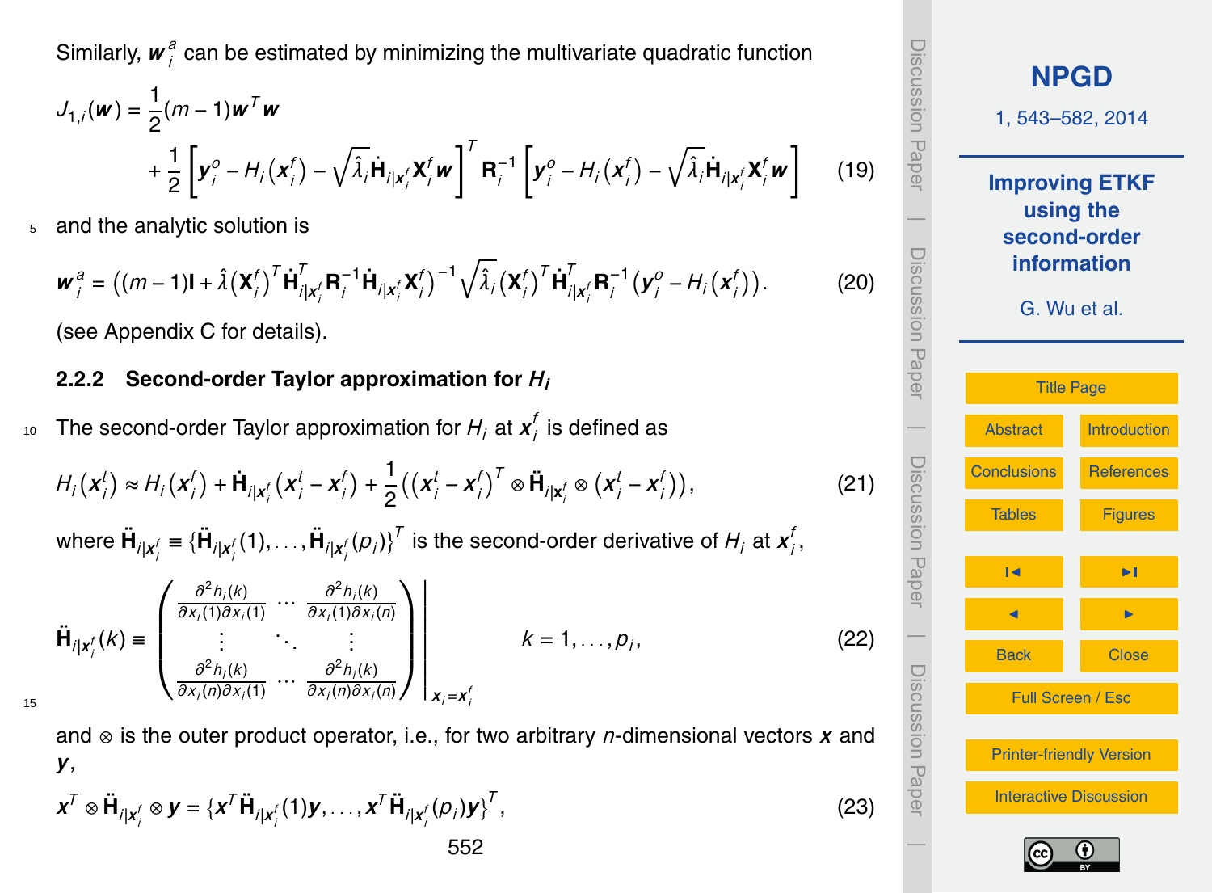Similarly, $\boldsymbol{w}_i^a$ can be estimated by minimizing the multivariate quadratic function

$$
\begin{aligned}
J_{1,i}(\boldsymbol{w}) = & \frac{1}{2}(m-1)\boldsymbol{w}^T\boldsymbol{w} \\
& + \frac{1}{2}\left[\boldsymbol{y}_i^o - H_i\left(\boldsymbol{x}_i^f\right) - \sqrt{\hat{\lambda}_i}\dot{\mathbf{H}}_{i|\boldsymbol{x}_i^f}\mathbf{X}_i^f\boldsymbol{w}\right]^T \mathbf{R}_i^{-1}\left[\boldsymbol{y}_i^o - H_i\left(\boldsymbol{x}_i^f\right) - \sqrt{\hat{\lambda}_i}\dot{\mathbf{H}}_{i|\boldsymbol{x}_i^f}\mathbf{X}_i^f\boldsymbol{w}\right]
\end{aligned}
\tag{19}
$$

and the analytic solution is

$$
\boldsymbol{w}_i^a = \left((m-1)\mathbf{I} + \hat{\lambda}\left(\mathbf{X}_i^f\right)^T\dot{\mathbf{H}}_{i|\boldsymbol{x}_i^f}^T\mathbf{R}_i^{-1}\dot{\mathbf{H}}_{i|\boldsymbol{x}_i^f}\mathbf{X}_i^f\right)^{-1}\sqrt{\hat{\lambda}_i}\left(\mathbf{X}_i^f\right)^T\dot{\mathbf{H}}_{i|\boldsymbol{x}_i^f}^T\mathbf{R}_i^{-1}\left(\boldsymbol{y}_i^o - H_i\left(\boldsymbol{x}_i^f\right)\right). \tag{20}
$$

(see Appendix C for details).

### 2.2.2 Second-order Taylor approximation for $H_i$

The second-order Taylor approximation for $H_i$ at $\boldsymbol{x}_i^f$ is defined as

$$
H_i\left(\boldsymbol{x}_i^t\right) \approx H_i\left(\boldsymbol{x}_i^f\right) + \dot{\mathbf{H}}_{i|\boldsymbol{x}_i^f}\left(\boldsymbol{x}_i^t - \boldsymbol{x}_i^f\right) + \frac{1}{2}\left(\left(\boldsymbol{x}_i^t - \boldsymbol{x}_i^f\right)^T \otimes \ddot{\mathbf{H}}_{i|\boldsymbol{x}_i^f} \otimes \left(\boldsymbol{x}_i^t - \boldsymbol{x}_i^f\right)\right), \tag{21}
$$

where $\ddot{\mathbf{H}}_{i|\boldsymbol{x}_i^f} \equiv \{\ddot{\mathbf{H}}_{i|\boldsymbol{x}_i^f}(1), \ldots, \ddot{\mathbf{H}}_{i|\boldsymbol{x}_i^f}(p_i)\}^T$ is the second-order derivative of $H_i$ at $\boldsymbol{x}_i^f$,

$$
\ddot{\mathbf{H}}_{i|\boldsymbol{x}_i^f}(k) \equiv \left.\begin{pmatrix} \frac{\partial^2 h_i(k)}{\partial x_i(1)\partial x_i(1)} & \cdots & \frac{\partial^2 h_i(k)}{\partial x_i(1)\partial x_i(n)} \\ \vdots & \ddots & \vdots \\ \frac{\partial^2 h_i(k)}{\partial x_i(n)\partial x_i(1)} & \cdots & \frac{\partial^2 h_i(k)}{\partial x_i(n)\partial x_i(n)} \end{pmatrix}\right|_{x_i = \boldsymbol{x}_i^f} \qquad k = 1, \ldots, p_i, \tag{22}
$$

and $\otimes$ is the outer product operator, i.e., for two arbitrary $n$-dimensional vectors $\boldsymbol{x}$ and $\boldsymbol{y}$,

$$
\boldsymbol{x}^T \otimes \ddot{\mathbf{H}}_{i|\boldsymbol{x}_i^f} \otimes \boldsymbol{y} = \{\boldsymbol{x}^T\ddot{\mathbf{H}}_{i|\boldsymbol{x}_i^f}(1)\boldsymbol{y}, \ldots, \boldsymbol{x}^T\ddot{\mathbf{H}}_{i|\boldsymbol{x}_i^f}(p_i)\boldsymbol{y}\}^T, \tag{23}
$$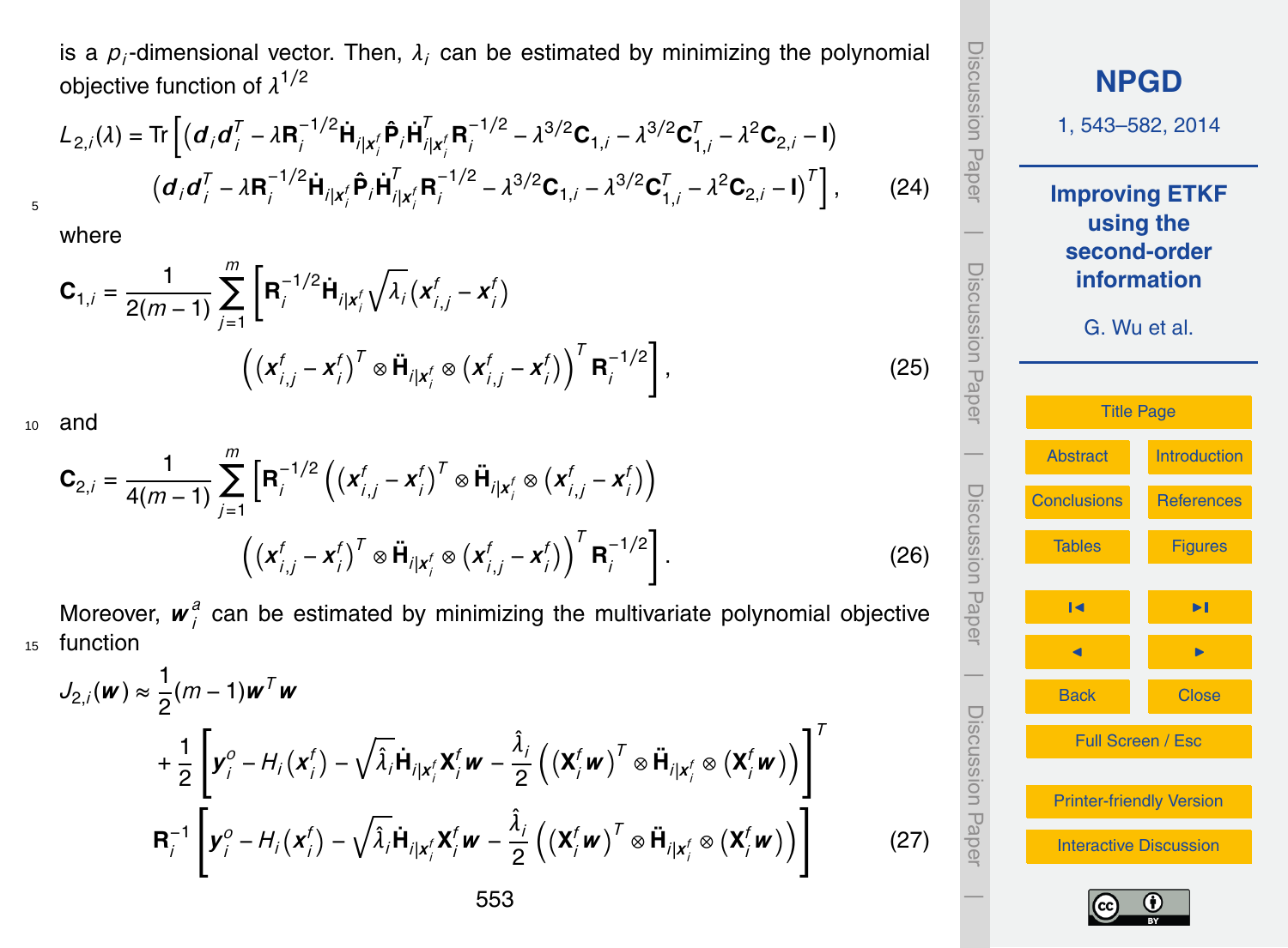is a $p_i$-dimensional vector. Then, $\lambda_i$ can be estimated by minimizing the polynomial objective function of $\lambda^{1/2}$

$$
\begin{aligned}
L_{2,i}(\lambda) = \mathrm{Tr}\Big[ & \left(\boldsymbol{d}_i \boldsymbol{d}_i^T - \lambda \mathbf{R}_i^{-1/2} \dot{\mathbf{H}}_{i|\boldsymbol{x}_i^f} \hat{\mathbf{P}}_i \dot{\mathbf{H}}_{i|\boldsymbol{x}_i^f}^T \mathbf{R}_i^{-1/2} - \lambda^{3/2} \mathbf{C}_{1,i} - \lambda^{3/2} \mathbf{C}_{1,i}^T - \lambda^2 \mathbf{C}_{2,i} - \mathbf{I}\right) \\
& \left(\boldsymbol{d}_i \boldsymbol{d}_i^T - \lambda \mathbf{R}_i^{-1/2} \dot{\mathbf{H}}_{i|\boldsymbol{x}_i^f} \hat{\mathbf{P}}_i \dot{\mathbf{H}}_{i|\boldsymbol{x}_i^f}^T \mathbf{R}_i^{-1/2} - \lambda^{3/2} \mathbf{C}_{1,i} - \lambda^{3/2} \mathbf{C}_{1,i}^T - \lambda^2 \mathbf{C}_{2,i} - \mathbf{I}\right)^T \Big],
\end{aligned}
\tag{24}
$$

where

$$
\begin{aligned}
\mathbf{C}_{1,i} = \frac{1}{2(m-1)} \sum_{j=1}^{m} \Big[ & \mathbf{R}_i^{-1/2} \dot{\mathbf{H}}_{i|\boldsymbol{x}_i^f} \sqrt{\lambda_i} \left(\boldsymbol{x}_{i,j}^f - \boldsymbol{x}_i^f\right) \\
& \left( \left(\boldsymbol{x}_{i,j}^f - \boldsymbol{x}_i^f\right)^T \otimes \ddot{\mathbf{H}}_{i|\boldsymbol{x}_i^f} \otimes \left(\boldsymbol{x}_{i,j}^f - \boldsymbol{x}_i^f\right) \right)^T \mathbf{R}_i^{-1/2} \Big],
\end{aligned}
\tag{25}
$$

and

$$
\begin{aligned}
\mathbf{C}_{2,i} = \frac{1}{4(m-1)} \sum_{j=1}^{m} \Big[ & \mathbf{R}_i^{-1/2} \left( \left(\boldsymbol{x}_{i,j}^f - \boldsymbol{x}_i^f\right)^T \otimes \ddot{\mathbf{H}}_{i|\boldsymbol{x}_i^f} \otimes \left(\boldsymbol{x}_{i,j}^f - \boldsymbol{x}_i^f\right) \right) \\
& \left( \left(\boldsymbol{x}_{i,j}^f - \boldsymbol{x}_i^f\right)^T \otimes \ddot{\mathbf{H}}_{i|\boldsymbol{x}_i^f} \otimes \left(\boldsymbol{x}_{i,j}^f - \boldsymbol{x}_i^f\right) \right)^T \mathbf{R}_i^{-1/2} \Big].
\end{aligned}
\tag{26}
$$

Moreover, $\boldsymbol{w}_i^a$ can be estimated by minimizing the multivariate polynomial objective function

$$
\begin{aligned}
J_{2,i}(\boldsymbol{w}) \approx\ & \frac{1}{2}(m-1)\boldsymbol{w}^T \boldsymbol{w} \\
& + \frac{1}{2} \left[ \boldsymbol{y}_i^o - H_i\left(\boldsymbol{x}_i^f\right) - \sqrt{\hat{\lambda}_i} \dot{\mathbf{H}}_{i|\boldsymbol{x}_i^f} \mathbf{X}_i^f \boldsymbol{w} - \frac{\hat{\lambda}_i}{2} \left( \left(\mathbf{X}_i^f \boldsymbol{w}\right)^T \otimes \ddot{\mathbf{H}}_{i|\boldsymbol{x}_i^f} \otimes \left(\mathbf{X}_i^f \boldsymbol{w}\right) \right) \right]^T \\
& \mathbf{R}_i^{-1} \left[ \boldsymbol{y}_i^o - H_i\left(\boldsymbol{x}_i^f\right) - \sqrt{\hat{\lambda}_i} \dot{\mathbf{H}}_{i|\boldsymbol{x}_i^f} \mathbf{X}_i^f \boldsymbol{w} - \frac{\hat{\lambda}_i}{2} \left( \left(\mathbf{X}_i^f \boldsymbol{w}\right)^T \otimes \ddot{\mathbf{H}}_{i|\boldsymbol{x}_i^f} \otimes \left(\mathbf{X}_i^f \boldsymbol{w}\right) \right) \right]
\end{aligned}
\tag{27}
$$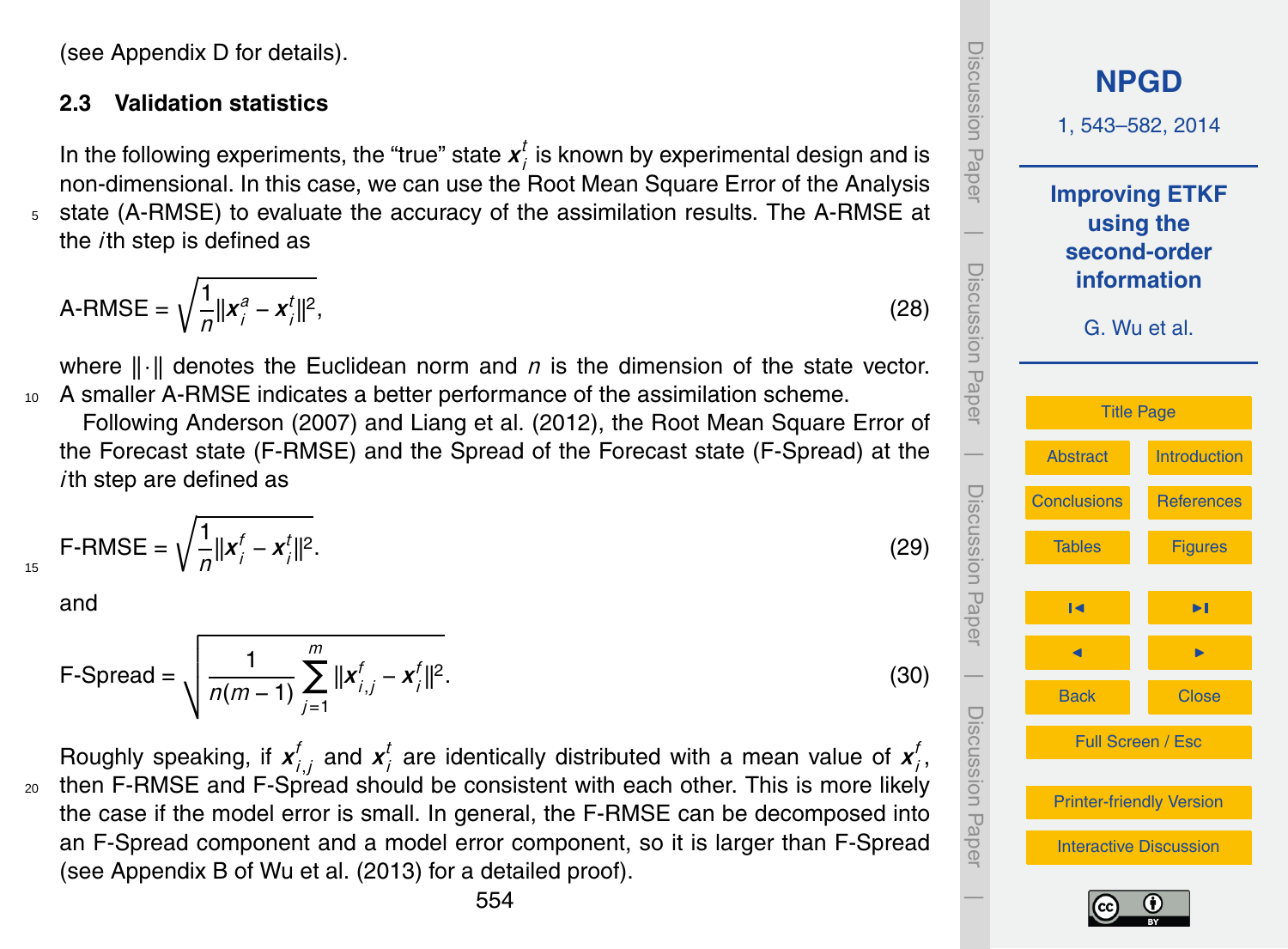(see Appendix D for details).

### 2.3 Validation statistics

In the following experiments, the "true" state $\mathbf{x}_i^t$ is known by experimental design and is non-dimensional. In this case, we can use the Root Mean Square Error of the Analysis state (A-RMSE) to evaluate the accuracy of the assimilation results. The A-RMSE at the $i$th step is defined as

$$\text{A-RMSE} = \sqrt{\frac{1}{n}\|\mathbf{x}_i^a - \mathbf{x}_i^t\|^2}, \tag{28}$$

where $\|\cdot\|$ denotes the Euclidean norm and $n$ is the dimension of the state vector. A smaller A-RMSE indicates a better performance of the assimilation scheme.

Following Anderson (2007) and Liang et al. (2012), the Root Mean Square Error of the Forecast state (F-RMSE) and the Spread of the Forecast state (F-Spread) at the $i$th step are defined as

$$\text{F-RMSE} = \sqrt{\frac{1}{n}\|\mathbf{x}_i^f - \mathbf{x}_i^t\|^2}. \tag{29}$$

and

$$\text{F-Spread} = \sqrt{\frac{1}{n(m-1)}\sum_{j=1}^{m}\|\mathbf{x}_{i,j}^f - \mathbf{x}_i^f\|^2}. \tag{30}$$

Roughly speaking, if $\mathbf{x}_{i,j}^f$ and $\mathbf{x}_i^t$ are identically distributed with a mean value of $\mathbf{x}_i^f$, then F-RMSE and F-Spread should be consistent with each other. This is more likely the case if the model error is small. In general, the F-RMSE can be decomposed into an F-Spread component and a model error component, so it is larger than F-Spread (see Appendix B of Wu et al. (2013) for a detailed proof).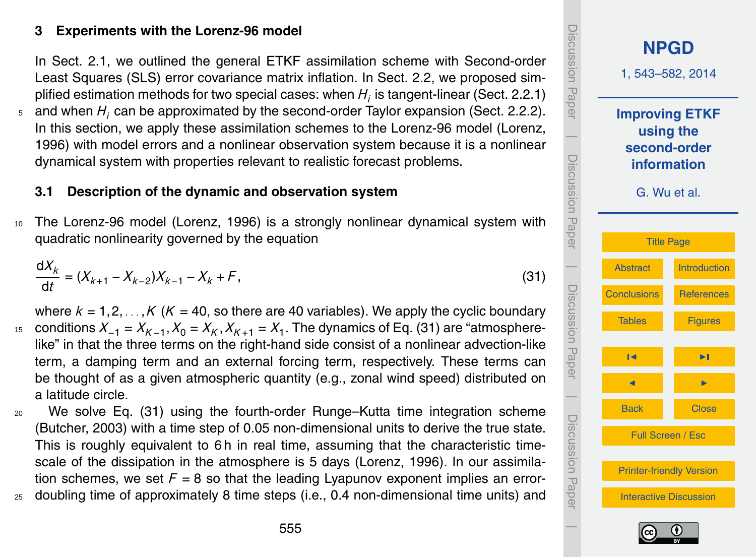## 3 Experiments with the Lorenz-96 model

In Sect. 2.1, we outlined the general ETKF assimilation scheme with Second-order Least Squares (SLS) error covariance matrix inflation. In Sect. 2.2, we proposed simplified estimation methods for two special cases: when $H_i$ is tangent-linear (Sect. 2.2.1) and when $H_i$ can be approximated by the second-order Taylor expansion (Sect. 2.2.2). In this section, we apply these assimilation schemes to the Lorenz-96 model (Lorenz, 1996) with model errors and a nonlinear observation system because it is a nonlinear dynamical system with properties relevant to realistic forecast problems.

### 3.1 Description of the dynamic and observation system

The Lorenz-96 model (Lorenz, 1996) is a strongly nonlinear dynamical system with quadratic nonlinearity governed by the equation

$$\frac{\mathrm{d}X_k}{\mathrm{d}t} = (X_{k+1} - X_{k-2})X_{k-1} - X_k + F, \tag{31}$$

where $k = 1, 2, \ldots, K$ ($K = 40$, so there are 40 variables). We apply the cyclic boundary conditions $X_{-1} = X_{K-1}, X_0 = X_K, X_{K+1} = X_1$. The dynamics of Eq. (31) are "atmosphere-like" in that the three terms on the right-hand side consist of a nonlinear advection-like term, a damping term and an external forcing term, respectively. These terms can be thought of as a given atmospheric quantity (e.g., zonal wind speed) distributed on a latitude circle.

We solve Eq. (31) using the fourth-order Runge–Kutta time integration scheme (Butcher, 2003) with a time step of 0.05 non-dimensional units to derive the true state. This is roughly equivalent to 6 h in real time, assuming that the characteristic time-scale of the dissipation in the atmosphere is 5 days (Lorenz, 1996). In our assimilation schemes, we set $F = 8$ so that the leading Lyapunov exponent implies an error-doubling time of approximately 8 time steps (i.e., 0.4 non-dimensional time units) and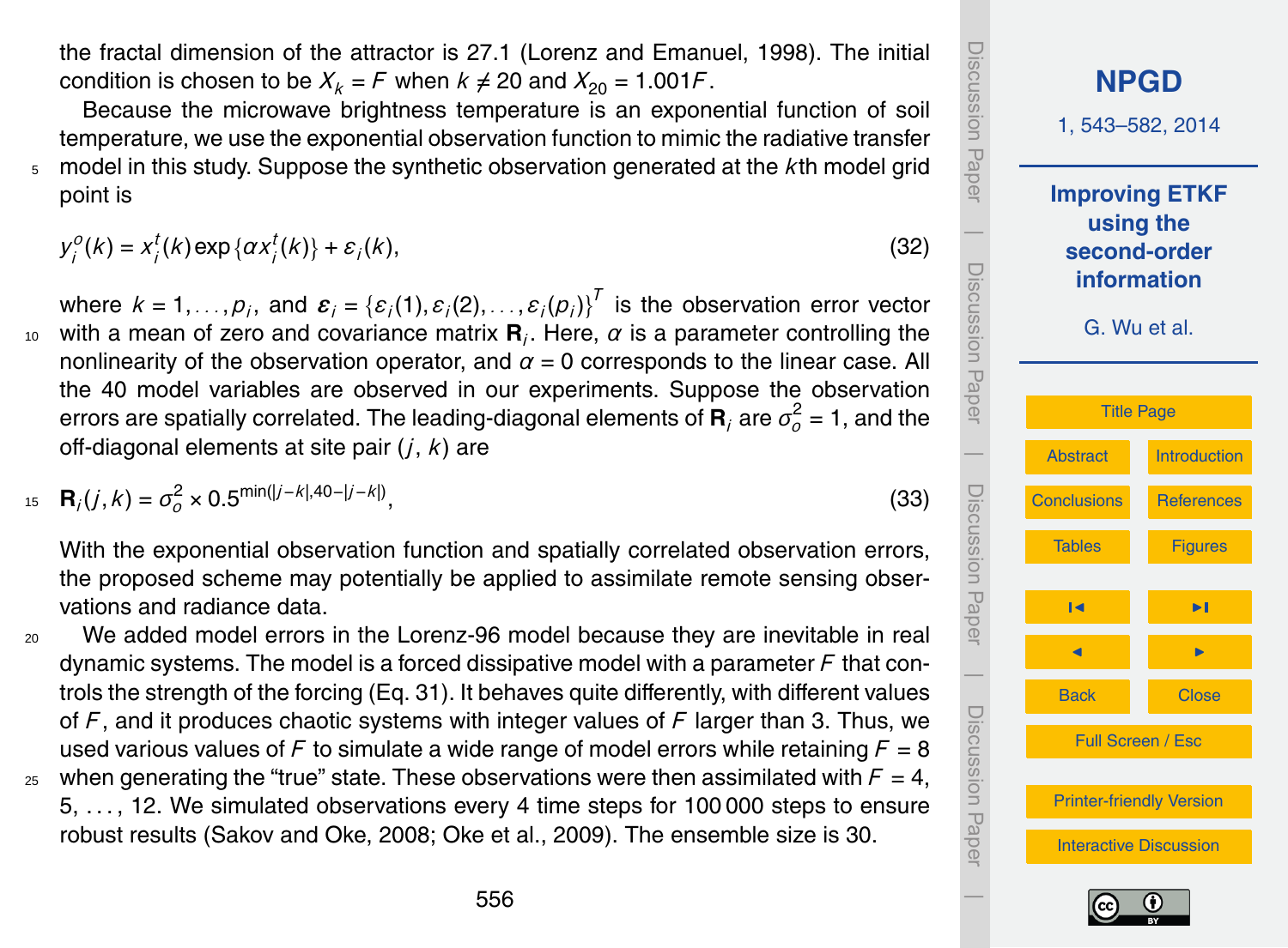the fractal dimension of the attractor is 27.1 (Lorenz and Emanuel, 1998). The initial condition is chosen to be $X_k = F$ when $k \neq 20$ and $X_{20} = 1.001F$.

Because the microwave brightness temperature is an exponential function of soil temperature, we use the exponential observation function to mimic the radiative transfer model in this study. Suppose the synthetic observation generated at the $k$th model grid point is

$$y_i^o(k) = x_i^t(k)\exp\{\alpha x_i^t(k)\} + \varepsilon_i(k), \tag{32}$$

where $k = 1, \ldots, p_i$, and $\boldsymbol{\varepsilon}_i = \{\varepsilon_i(1), \varepsilon_i(2), \ldots, \varepsilon_i(p_i)\}^T$ is the observation error vector with a mean of zero and covariance matrix $\mathbf{R}_i$. Here, $\alpha$ is a parameter controlling the nonlinearity of the observation operator, and $\alpha = 0$ corresponds to the linear case. All the 40 model variables are observed in our experiments. Suppose the observation errors are spatially correlated. The leading-diagonal elements of $\mathbf{R}_i$ are $\sigma_o^2 = 1$, and the off-diagonal elements at site pair $(j, k)$ are

$$\mathbf{R}_i(j,k) = \sigma_o^2 \times 0.5^{\min(|j-k|, 40-|j-k|)}, \tag{33}$$

With the exponential observation function and spatially correlated observation errors, the proposed scheme may potentially be applied to assimilate remote sensing observations and radiance data.

We added model errors in the Lorenz-96 model because they are inevitable in real dynamic systems. The model is a forced dissipative model with a parameter $F$ that controls the strength of the forcing (Eq. 31). It behaves quite differently, with different values of $F$, and it produces chaotic systems with integer values of $F$ larger than 3. Thus, we used various values of $F$ to simulate a wide range of model errors while retaining $F = 8$ when generating the "true" state. These observations were then assimilated with $F = 4$, 5, ..., 12. We simulated observations every 4 time steps for 100 000 steps to ensure robust results (Sakov and Oke, 2008; Oke et al., 2009). The ensemble size is 30.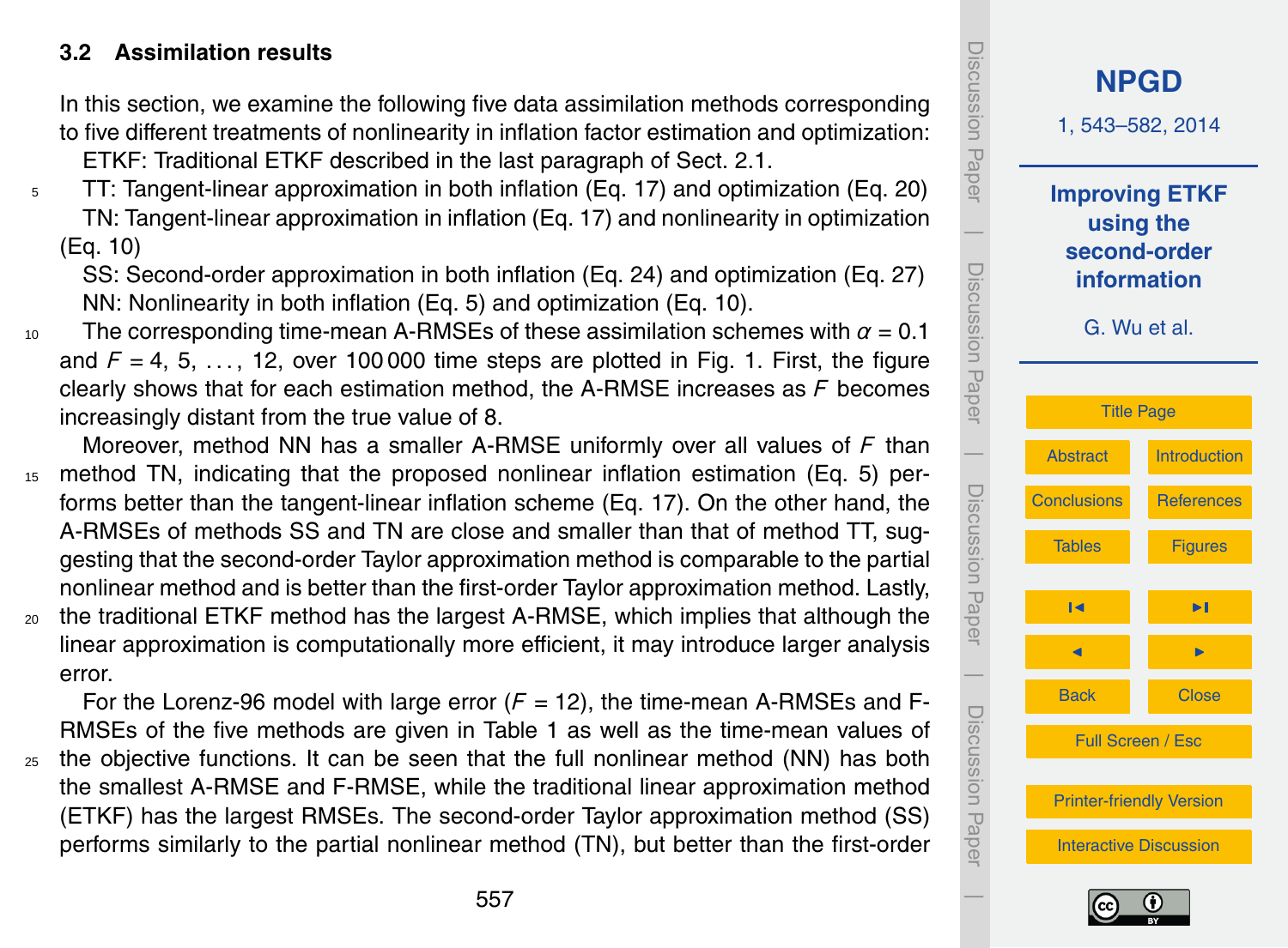### 3.2 Assimilation results

In this section, we examine the following five data assimilation methods corresponding to five different treatments of nonlinearity in inflation factor estimation and optimization:

ETKF: Traditional ETKF described in the last paragraph of Sect. 2.1.

TT: Tangent-linear approximation in both inflation (Eq. 17) and optimization (Eq. 20)

TN: Tangent-linear approximation in inflation (Eq. 17) and nonlinearity in optimization (Eq. 10)

SS: Second-order approximation in both inflation (Eq. 24) and optimization (Eq. 27)

NN: Nonlinearity in both inflation (Eq. 5) and optimization (Eq. 10).

The corresponding time-mean A-RMSEs of these assimilation schemes with $\alpha = 0.1$ and $F = 4, 5, \ldots, 12$, over 100 000 time steps are plotted in Fig. 1. First, the figure clearly shows that for each estimation method, the A-RMSE increases as $F$ becomes increasingly distant from the true value of 8.

Moreover, method NN has a smaller A-RMSE uniformly over all values of $F$ than method TN, indicating that the proposed nonlinear inflation estimation (Eq. 5) performs better than the tangent-linear inflation scheme (Eq. 17). On the other hand, the A-RMSEs of methods SS and TN are close and smaller than that of method TT, suggesting that the second-order Taylor approximation method is comparable to the partial nonlinear method and is better than the first-order Taylor approximation method. Lastly, the traditional ETKF method has the largest A-RMSE, which implies that although the linear approximation is computationally more efficient, it may introduce larger analysis error.

For the Lorenz-96 model with large error ($F = 12$), the time-mean A-RMSEs and F-RMSEs of the five methods are given in Table 1 as well as the time-mean values of the objective functions. It can be seen that the full nonlinear method (NN) has both the smallest A-RMSE and F-RMSE, while the traditional linear approximation method (ETKF) has the largest RMSEs. The second-order Taylor approximation method (SS) performs similarly to the partial nonlinear method (TN), but better than the first-order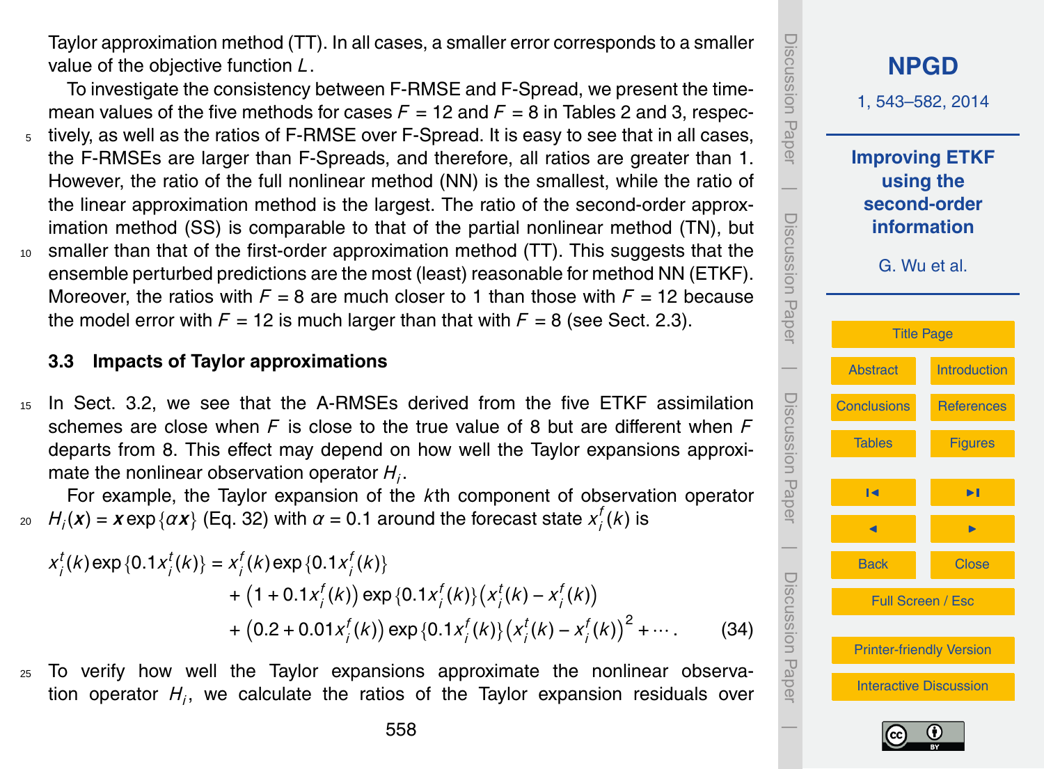Taylor approximation method (TT). In all cases, a smaller error corresponds to a smaller value of the objective function $L$.

To investigate the consistency between F-RMSE and F-Spread, we present the time-mean values of the five methods for cases $F = 12$ and $F = 8$ in Tables 2 and 3, respectively, as well as the ratios of F-RMSE over F-Spread. It is easy to see that in all cases, the F-RMSEs are larger than F-Spreads, and therefore, all ratios are greater than 1. However, the ratio of the full nonlinear method (NN) is the smallest, while the ratio of the linear approximation method is the largest. The ratio of the second-order approximation method (SS) is comparable to that of the partial nonlinear method (TN), but smaller than that of the first-order approximation method (TT). This suggests that the ensemble perturbed predictions are the most (least) reasonable for method NN (ETKF). Moreover, the ratios with $F = 8$ are much closer to 1 than those with $F = 12$ because the model error with $F = 12$ is much larger than that with $F = 8$ (see Sect. 2.3).

### 3.3 Impacts of Taylor approximations

In Sect. 3.2, we see that the A-RMSEs derived from the five ETKF assimilation schemes are close when $F$ is close to the true value of 8 but are different when $F$ departs from 8. This effect may depend on how well the Taylor expansions approximate the nonlinear observation operator $H_i$.

For example, the Taylor expansion of the $k$th component of observation operator $H_i(\boldsymbol{x}) = \boldsymbol{x}\exp\{\alpha \boldsymbol{x}\}$ (Eq. 32) with $\alpha = 0.1$ around the forecast state $x_i^f(k)$ is

$$
\begin{aligned}
x_i^t(k)\exp\{0.1x_i^t(k)\} = {} & x_i^f(k)\exp\{0.1x_i^f(k)\} \\
& + \left(1 + 0.1x_i^f(k)\right)\exp\{0.1x_i^f(k)\}\left(x_i^t(k) - x_i^f(k)\right) \\
& + \left(0.2 + 0.01x_i^f(k)\right)\exp\{0.1x_i^f(k)\}\left(x_i^t(k) - x_i^f(k)\right)^2 + \cdots. \qquad (34)
\end{aligned}
$$

To verify how well the Taylor expansions approximate the nonlinear observation operator $H_i$, we calculate the ratios of the Taylor expansion residuals over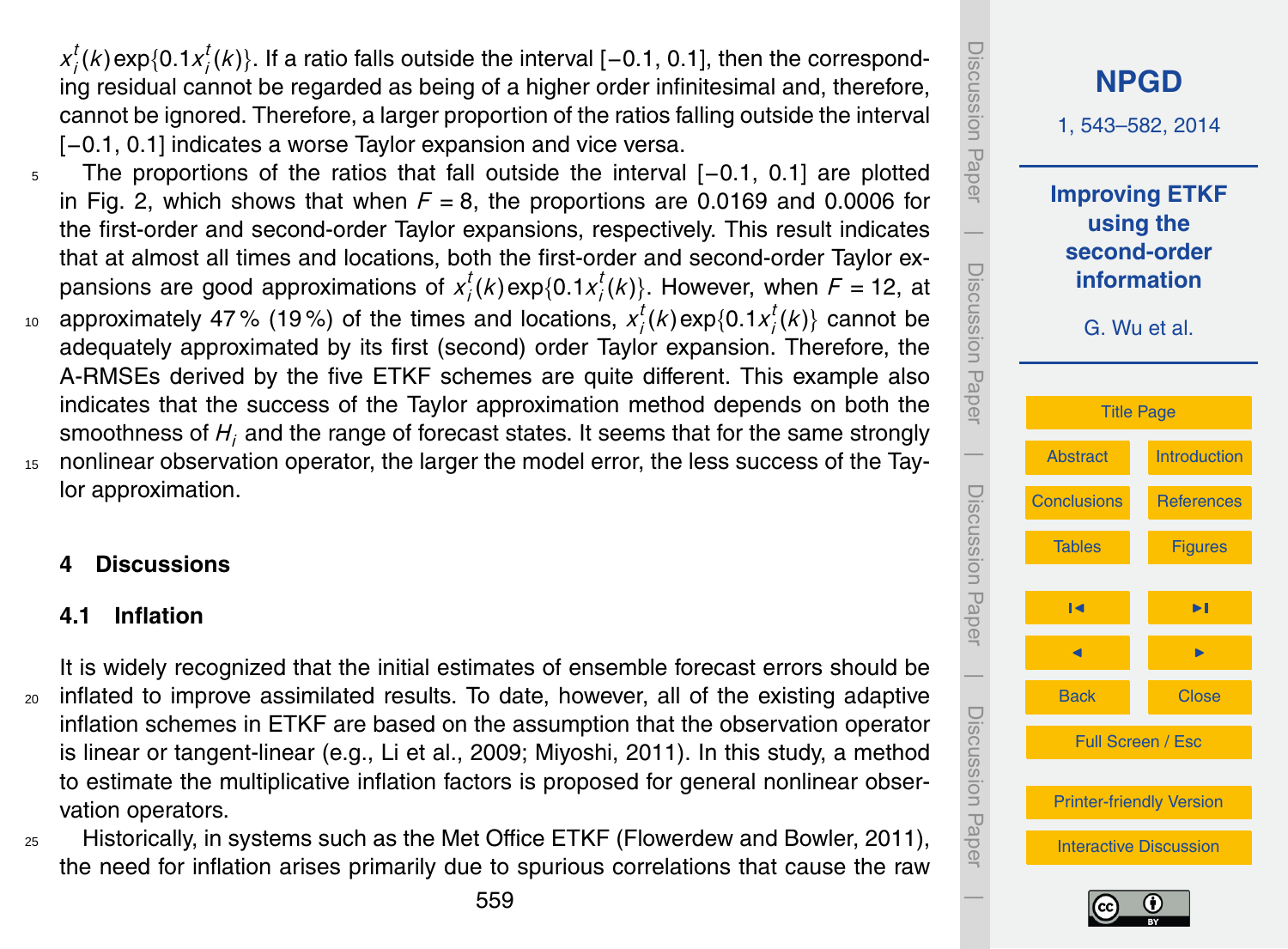$x_i^t(k)\exp\{0.1x_i^t(k)\}$. If a ratio falls outside the interval [−0.1, 0.1], then the corresponding residual cannot be regarded as being of a higher order infinitesimal and, therefore, cannot be ignored. Therefore, a larger proportion of the ratios falling outside the interval [−0.1, 0.1] indicates a worse Taylor expansion and vice versa.

The proportions of the ratios that fall outside the interval [−0.1, 0.1] are plotted in Fig. 2, which shows that when $F = 8$, the proportions are 0.0169 and 0.0006 for the first-order and second-order Taylor expansions, respectively. This result indicates that at almost all times and locations, both the first-order and second-order Taylor expansions are good approximations of $x_i^t(k)\exp\{0.1x_i^t(k)\}$. However, when $F = 12$, at approximately 47 % (19 %) of the times and locations, $x_i^t(k)\exp\{0.1x_i^t(k)\}$ cannot be adequately approximated by its first (second) order Taylor expansion. Therefore, the A-RMSEs derived by the five ETKF schemes are quite different. This example also indicates that the success of the Taylor approximation method depends on both the smoothness of $H_i$ and the range of forecast states. It seems that for the same strongly nonlinear observation operator, the larger the model error, the less success of the Taylor approximation.

## 4 Discussions

### 4.1 Inflation

It is widely recognized that the initial estimates of ensemble forecast errors should be inflated to improve assimilated results. To date, however, all of the existing adaptive inflation schemes in ETKF are based on the assumption that the observation operator is linear or tangent-linear (e.g., Li et al., 2009; Miyoshi, 2011). In this study, a method to estimate the multiplicative inflation factors is proposed for general nonlinear observation operators.

Historically, in systems such as the Met Office ETKF (Flowerdew and Bowler, 2011), the need for inflation arises primarily due to spurious correlations that cause the raw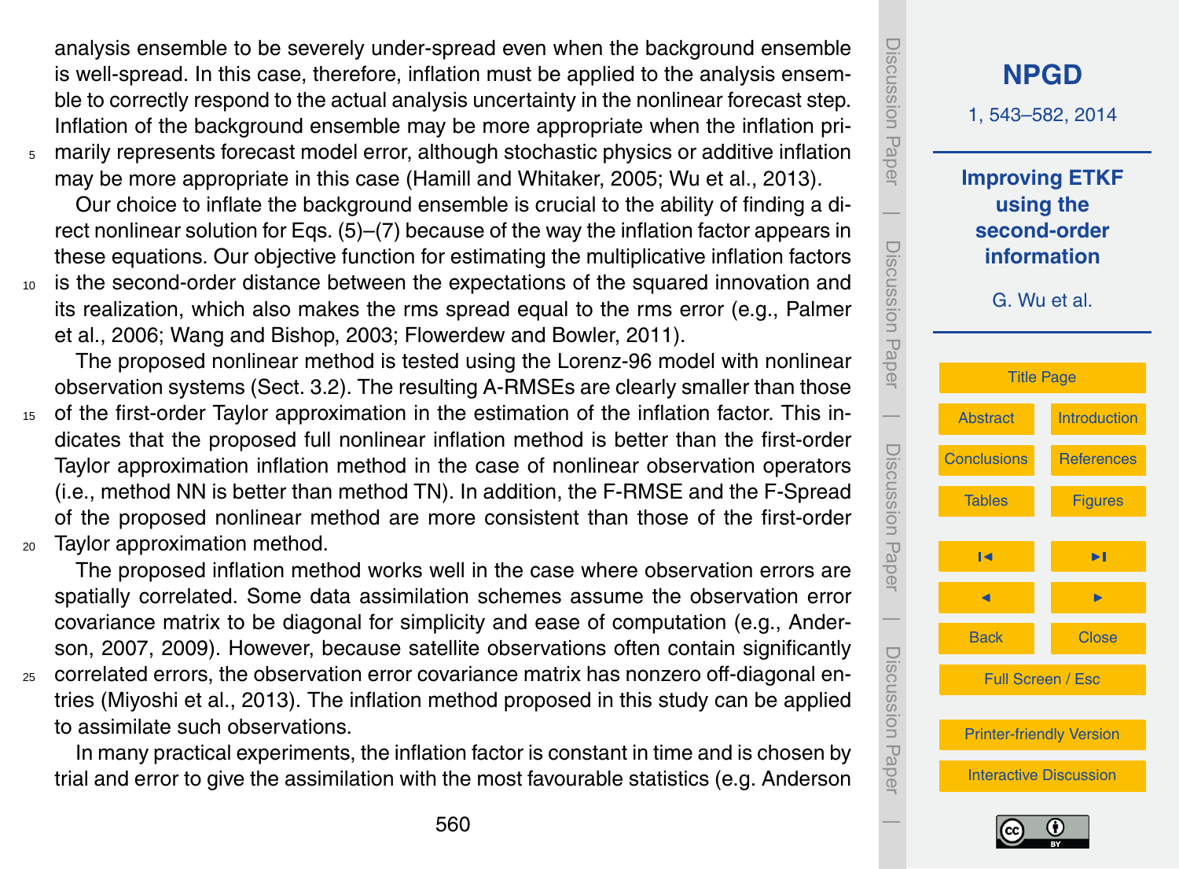analysis ensemble to be severely under-spread even when the background ensemble is well-spread. In this case, therefore, inflation must be applied to the analysis ensemble to correctly respond to the actual analysis uncertainty in the nonlinear forecast step. Inflation of the background ensemble may be more appropriate when the inflation primarily represents forecast model error, although stochastic physics or additive inflation may be more appropriate in this case (Hamill and Whitaker, 2005; Wu et al., 2013).

Our choice to inflate the background ensemble is crucial to the ability of finding a direct nonlinear solution for Eqs. (5)–(7) because of the way the inflation factor appears in these equations. Our objective function for estimating the multiplicative inflation factors is the second-order distance between the expectations of the squared innovation and its realization, which also makes the rms spread equal to the rms error (e.g., Palmer et al., 2006; Wang and Bishop, 2003; Flowerdew and Bowler, 2011).

The proposed nonlinear method is tested using the Lorenz-96 model with nonlinear observation systems (Sect. 3.2). The resulting A-RMSEs are clearly smaller than those of the first-order Taylor approximation in the estimation of the inflation factor. This indicates that the proposed full nonlinear inflation method is better than the first-order Taylor approximation inflation method in the case of nonlinear observation operators (i.e., method NN is better than method TN). In addition, the F-RMSE and the F-Spread of the proposed nonlinear method are more consistent than those of the first-order Taylor approximation method.

The proposed inflation method works well in the case where observation errors are spatially correlated. Some data assimilation schemes assume the observation error covariance matrix to be diagonal for simplicity and ease of computation (e.g., Anderson, 2007, 2009). However, because satellite observations often contain significantly correlated errors, the observation error covariance matrix has nonzero off-diagonal entries (Miyoshi et al., 2013). The inflation method proposed in this study can be applied to assimilate such observations.

In many practical experiments, the inflation factor is constant in time and is chosen by trial and error to give the assimilation with the most favourable statistics (e.g. Anderson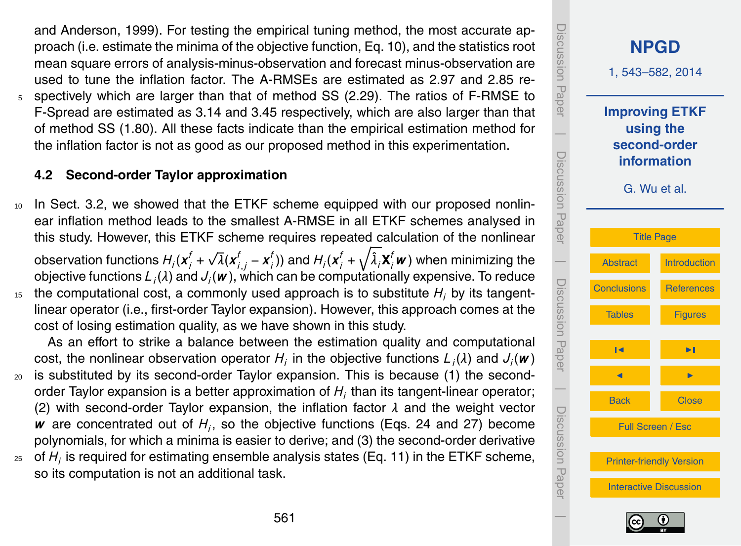and Anderson, 1999). For testing the empirical tuning method, the most accurate approach (i.e. estimate the minima of the objective function, Eq. 10), and the statistics root mean square errors of analysis-minus-observation and forecast minus-observation are used to tune the inflation factor. The A-RMSEs are estimated as 2.97 and 2.85 respectively which are larger than that of method SS (2.29). The ratios of F-RMSE to F-Spread are estimated as 3.14 and 3.45 respectively, which are also larger than that of method SS (1.80). All these facts indicate than the empirical estimation method for the inflation factor is not as good as our proposed method in this experimentation.

### 4.2 Second-order Taylor approximation

In Sect. 3.2, we showed that the ETKF scheme equipped with our proposed nonlinear inflation method leads to the smallest A-RMSE in all ETKF schemes analysed in this study. However, this ETKF scheme requires repeated calculation of the nonlinear observation functions $H_i(\boldsymbol{x}_i^f + \sqrt{\lambda}(\boldsymbol{x}_{i,j}^f - \boldsymbol{x}_i^f))$ and $H_i(\boldsymbol{x}_i^f + \sqrt{\hat{\lambda}_i}\mathbf{X}_i^f \boldsymbol{w})$ when minimizing the objective functions $L_i(\lambda)$ and $J_i(\boldsymbol{w})$, which can be computationally expensive. To reduce the computational cost, a commonly used approach is to substitute $H_i$ by its tangent-linear operator (i.e., first-order Taylor expansion). However, this approach comes at the cost of losing estimation quality, as we have shown in this study.

As an effort to strike a balance between the estimation quality and computational cost, the nonlinear observation operator $H_i$ in the objective functions $L_i(\lambda)$ and $J_i(\boldsymbol{w})$ is substituted by its second-order Taylor expansion. This is because (1) the second-order Taylor expansion is a better approximation of $H_i$ than its tangent-linear operator; (2) with second-order Taylor expansion, the inflation factor $\lambda$ and the weight vector $\boldsymbol{w}$ are concentrated out of $H_i$, so the objective functions (Eqs. 24 and 27) become polynomials, for which a minima is easier to derive; and (3) the second-order derivative of $H_i$ is required for estimating ensemble analysis states (Eq. 11) in the ETKF scheme, so its computation is not an additional task.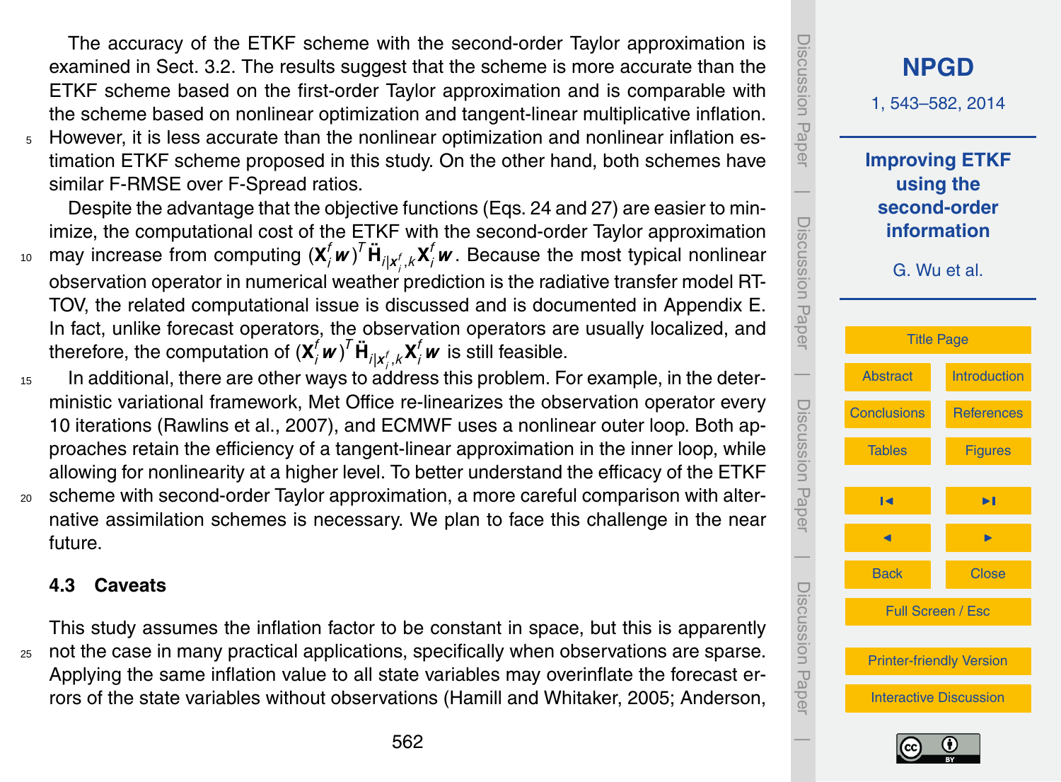The accuracy of the ETKF scheme with the second-order Taylor approximation is examined in Sect. 3.2. The results suggest that the scheme is more accurate than the ETKF scheme based on the first-order Taylor approximation and is comparable with the scheme based on nonlinear optimization and tangent-linear multiplicative inflation. However, it is less accurate than the nonlinear optimization and nonlinear inflation estimation ETKF scheme proposed in this study. On the other hand, both schemes have similar F-RMSE over F-Spread ratios.

Despite the advantage that the objective functions (Eqs. 24 and 27) are easier to minimize, the computational cost of the ETKF with the second-order Taylor approximation may increase from computing $(\mathbf{X}_i^f \boldsymbol{w})^T \ddot{\mathbf{H}}_{i|\boldsymbol{x}_i^f,k} \mathbf{X}_i^f \boldsymbol{w}$. Because the most typical nonlinear observation operator in numerical weather prediction is the radiative transfer model RTTOV, the related computational issue is discussed and is documented in Appendix E. In fact, unlike forecast operators, the observation operators are usually localized, and therefore, the computation of $(\mathbf{X}_i^f \boldsymbol{w})^T \ddot{\mathbf{H}}_{i|\boldsymbol{x}_i^f,k} \mathbf{X}_i^f \boldsymbol{w}$ is still feasible.

In additional, there are other ways to address this problem. For example, in the deterministic variational framework, Met Office re-linearizes the observation operator every 10 iterations (Rawlins et al., 2007), and ECMWF uses a nonlinear outer loop. Both approaches retain the efficiency of a tangent-linear approximation in the inner loop, while allowing for nonlinearity at a higher level. To better understand the efficacy of the ETKF scheme with second-order Taylor approximation, a more careful comparison with alternative assimilation schemes is necessary. We plan to face this challenge in the near future.

### 4.3 Caveats

This study assumes the inflation factor to be constant in space, but this is apparently not the case in many practical applications, specifically when observations are sparse. Applying the same inflation value to all state variables may overinflate the forecast errors of the state variables without observations (Hamill and Whitaker, 2005; Anderson,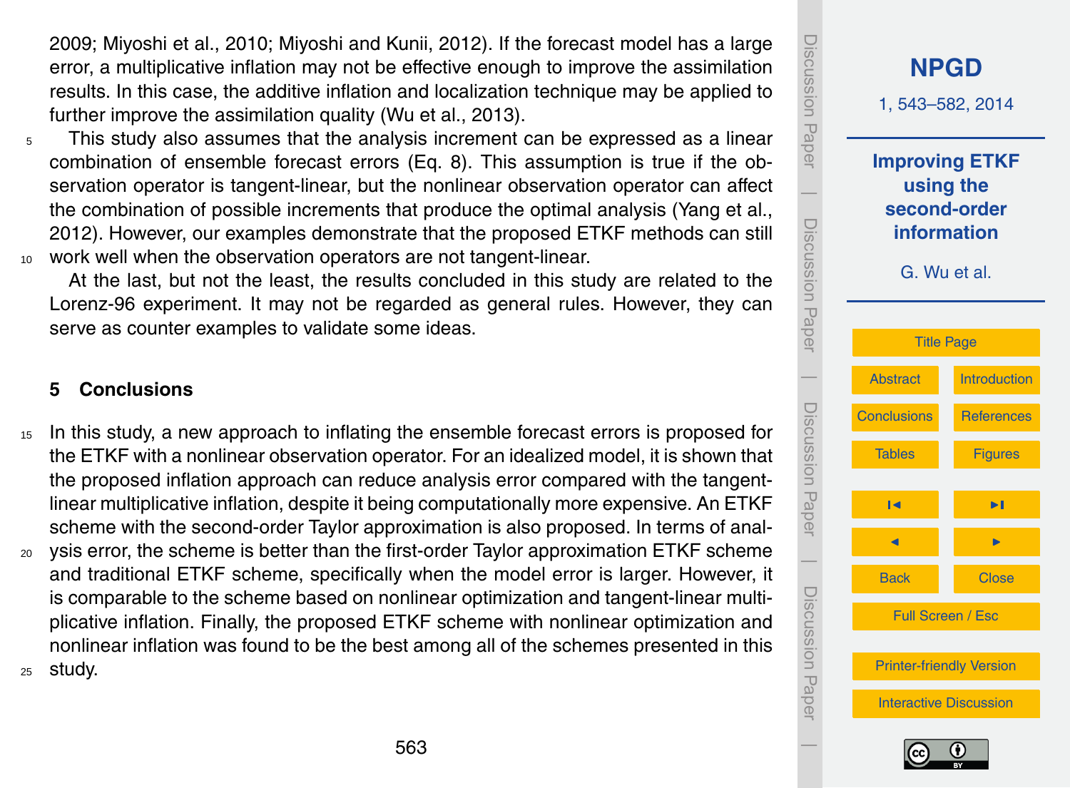2009; Miyoshi et al., 2010; Miyoshi and Kunii, 2012). If the forecast model has a large error, a multiplicative inflation may not be effective enough to improve the assimilation results. In this case, the additive inflation and localization technique may be applied to further improve the assimilation quality (Wu et al., 2013).

This study also assumes that the analysis increment can be expressed as a linear combination of ensemble forecast errors (Eq. 8). This assumption is true if the observation operator is tangent-linear, but the nonlinear observation operator can affect the combination of possible increments that produce the optimal analysis (Yang et al., 2012). However, our examples demonstrate that the proposed ETKF methods can still work well when the observation operators are not tangent-linear.

At the last, but not the least, the results concluded in this study are related to the Lorenz-96 experiment. It may not be regarded as general rules. However, they can serve as counter examples to validate some ideas.

## 5 Conclusions

In this study, a new approach to inflating the ensemble forecast errors is proposed for the ETKF with a nonlinear observation operator. For an idealized model, it is shown that the proposed inflation approach can reduce analysis error compared with the tangent-linear multiplicative inflation, despite it being computationally more expensive. An ETKF scheme with the second-order Taylor approximation is also proposed. In terms of analysis error, the scheme is better than the first-order Taylor approximation ETKF scheme and traditional ETKF scheme, specifically when the model error is larger. However, it is comparable to the scheme based on nonlinear optimization and tangent-linear multiplicative inflation. Finally, the proposed ETKF scheme with nonlinear optimization and nonlinear inflation was found to be the best among all of the schemes presented in this study.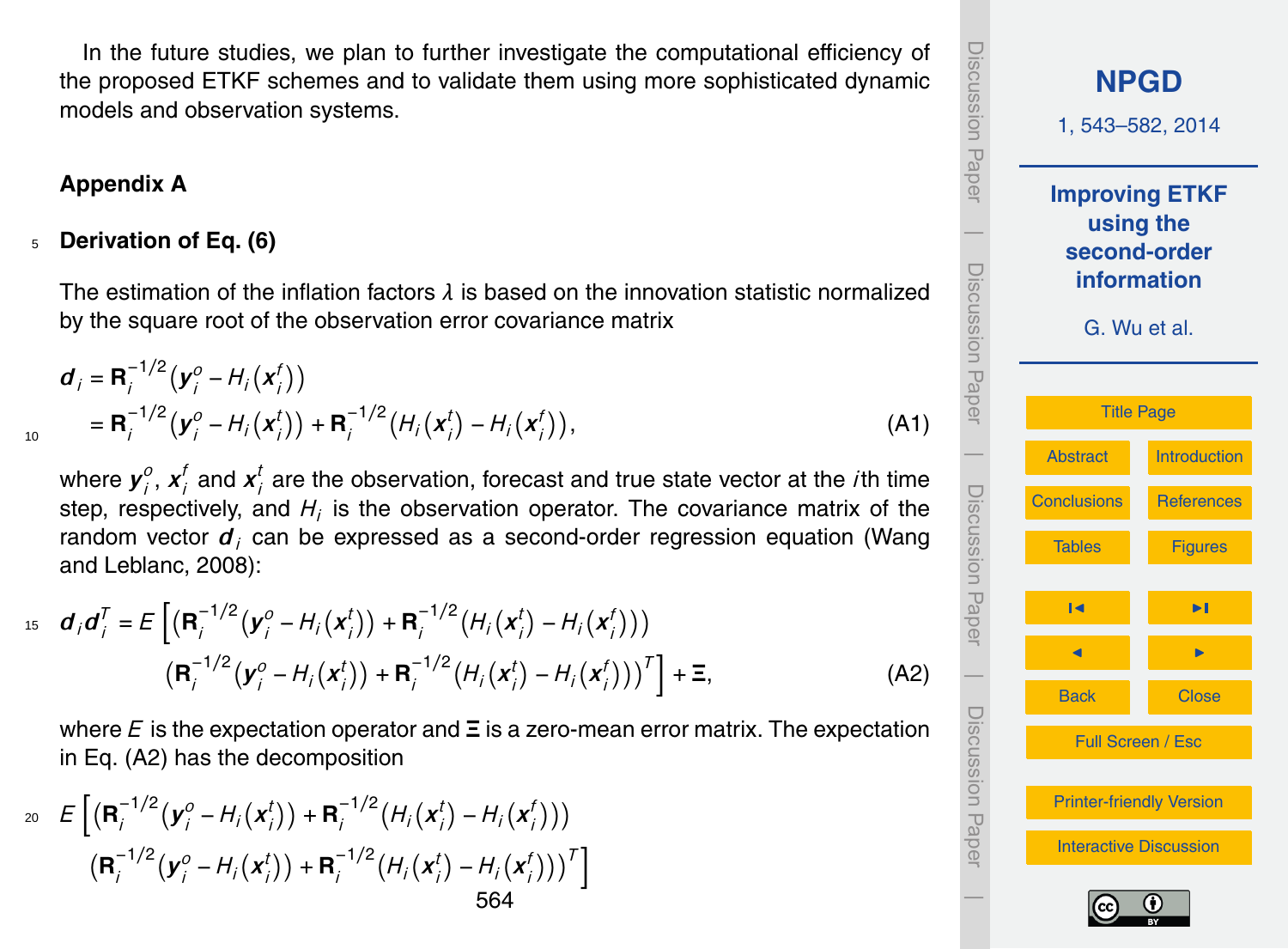In the future studies, we plan to further investigate the computational efficiency of the proposed ETKF schemes and to validate them using more sophisticated dynamic models and observation systems.

## Appendix A

### Derivation of Eq. (6)

The estimation of the inflation factors $\lambda$ is based on the innovation statistic normalized by the square root of the observation error covariance matrix

$$
\begin{aligned}
\boldsymbol{d}_i &= \mathbf{R}_i^{-1/2}\left(\boldsymbol{y}_i^o - H_i\left(\boldsymbol{x}_i^f\right)\right) \\
&= \mathbf{R}_i^{-1/2}\left(\boldsymbol{y}_i^o - H_i\left(\boldsymbol{x}_i^t\right)\right) + \mathbf{R}_i^{-1/2}\left(H_i\left(\boldsymbol{x}_i^t\right) - H_i\left(\boldsymbol{x}_i^f\right)\right),
\end{aligned}
\tag{A1}
$$

where $\boldsymbol{y}_i^o$, $\boldsymbol{x}_i^f$ and $\boldsymbol{x}_i^t$ are the observation, forecast and true state vector at the $i$th time step, respectively, and $H_i$ is the observation operator. The covariance matrix of the random vector $\boldsymbol{d}_i$ can be expressed as a second-order regression equation (Wang and Leblanc, 2008):

$$
\begin{aligned}
\boldsymbol{d}_i\boldsymbol{d}_i^T = E\Big[&\left(\mathbf{R}_i^{-1/2}\left(\boldsymbol{y}_i^o - H_i\left(\boldsymbol{x}_i^t\right)\right) + \mathbf{R}_i^{-1/2}\left(H_i\left(\boldsymbol{x}_i^t\right) - H_i\left(\boldsymbol{x}_i^f\right)\right)\right) \\
&\left(\mathbf{R}_i^{-1/2}\left(\boldsymbol{y}_i^o - H_i\left(\boldsymbol{x}_i^t\right)\right) + \mathbf{R}_i^{-1/2}\left(H_i\left(\boldsymbol{x}_i^t\right) - H_i\left(\boldsymbol{x}_i^f\right)\right)\right)^T\Big] + \boldsymbol{\Xi},
\end{aligned}
\tag{A2}
$$

where $E$ is the expectation operator and $\boldsymbol{\Xi}$ is a zero-mean error matrix. The expectation in Eq. (A2) has the decomposition

$$
\begin{aligned}
E\Big[&\left(\mathbf{R}_i^{-1/2}\left(\boldsymbol{y}_i^o - H_i\left(\boldsymbol{x}_i^t\right)\right) + \mathbf{R}_i^{-1/2}\left(H_i\left(\boldsymbol{x}_i^t\right) - H_i\left(\boldsymbol{x}_i^f\right)\right)\right) \\
&\left(\mathbf{R}_i^{-1/2}\left(\boldsymbol{y}_i^o - H_i\left(\boldsymbol{x}_i^t\right)\right) + \mathbf{R}_i^{-1/2}\left(H_i\left(\boldsymbol{x}_i^t\right) - H_i\left(\boldsymbol{x}_i^f\right)\right)\right)^T\Big]
\end{aligned}
$$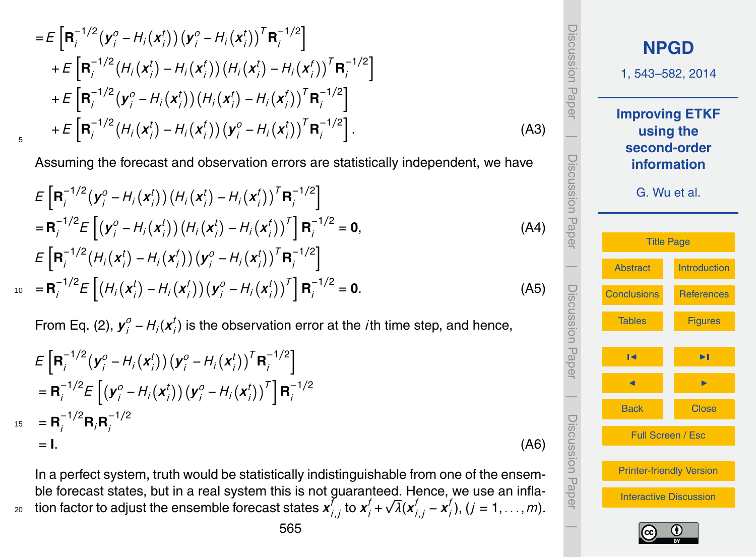$$
\begin{aligned}
&= E\left[\mathbf{R}_i^{-1/2}(\boldsymbol{y}_i^o - H_i(\boldsymbol{x}_i^t))(\boldsymbol{y}_i^o - H_i(\boldsymbol{x}_i^t))^T\mathbf{R}_i^{-1/2}\right] \\
&\quad + E\left[\mathbf{R}_i^{-1/2}(H_i(\boldsymbol{x}_i^t) - H_i(\boldsymbol{x}_i^f))(H_i(\boldsymbol{x}_i^t) - H_i(\boldsymbol{x}_i^f))^T\mathbf{R}_i^{-1/2}\right] \\
&\quad + E\left[\mathbf{R}_i^{-1/2}(\boldsymbol{y}_i^o - H_i(\boldsymbol{x}_i^t))(H_i(\boldsymbol{x}_i^t) - H_i(\boldsymbol{x}_i^f))^T\mathbf{R}_i^{-1/2}\right] \\
&\quad + E\left[\mathbf{R}_i^{-1/2}(H_i(\boldsymbol{x}_i^t) - H_i(\boldsymbol{x}_i^f))(\boldsymbol{y}_i^o - H_i(\boldsymbol{x}_i^t))^T\mathbf{R}_i^{-1/2}\right].
\end{aligned}
\tag{A3}
$$

Assuming the forecast and observation errors are statistically independent, we have

$$
\begin{aligned}
&E\left[\mathbf{R}_i^{-1/2}(\boldsymbol{y}_i^o - H_i(\boldsymbol{x}_i^t))(H_i(\boldsymbol{x}_i^t) - H_i(\boldsymbol{x}_i^f))^T\mathbf{R}_i^{-1/2}\right] \\
&= \mathbf{R}_i^{-1/2}E\left[(\boldsymbol{y}_i^o - H_i(\boldsymbol{x}_i^t))(H_i(\boldsymbol{x}_i^t) - H_i(\boldsymbol{x}_i^f))^T\right]\mathbf{R}_i^{-1/2} = \mathbf{0},
\end{aligned}
\tag{A4}
$$

$$
\begin{aligned}
&E\left[\mathbf{R}_i^{-1/2}(H_i(\boldsymbol{x}_i^t) - H_i(\boldsymbol{x}_i^f))(\boldsymbol{y}_i^o - H_i(\boldsymbol{x}_i^t))^T\mathbf{R}_i^{-1/2}\right] \\
&= \mathbf{R}_i^{-1/2}E\left[(H_i(\boldsymbol{x}_i^t) - H_i(\boldsymbol{x}_i^f))(\boldsymbol{y}_i^o - H_i(\boldsymbol{x}_i^t))^T\right]\mathbf{R}_i^{-1/2} = \mathbf{0}.
\end{aligned}
\tag{A5}
$$

From Eq. (2), $\boldsymbol{y}_i^o - H_i(\boldsymbol{x}_i^t)$ is the observation error at the $i$th time step, and hence,

$$
\begin{aligned}
&E\left[\mathbf{R}_i^{-1/2}(\boldsymbol{y}_i^o - H_i(\boldsymbol{x}_i^t))(\boldsymbol{y}_i^o - H_i(\boldsymbol{x}_i^t))^T\mathbf{R}_i^{-1/2}\right] \\
&= \mathbf{R}_i^{-1/2}E\left[(\boldsymbol{y}_i^o - H_i(\boldsymbol{x}_i^t))(\boldsymbol{y}_i^o - H_i(\boldsymbol{x}_i^t))^T\right]\mathbf{R}_i^{-1/2} \\
&= \mathbf{R}_i^{-1/2}\mathbf{R}_i\mathbf{R}_i^{-1/2} \\
&= \mathbf{I}.
\end{aligned}
\tag{A6}
$$

In a perfect system, truth would be statistically indistinguishable from one of the ensemble forecast states, but in a real system this is not guaranteed. Hence, we use an inflation factor to adjust the ensemble forecast states $\boldsymbol{x}_{i,j}^f$ to $\boldsymbol{x}_i^f + \sqrt{\lambda}(\boldsymbol{x}_{i,j}^f - \boldsymbol{x}_i^f)$, $(j = 1, \ldots, m)$.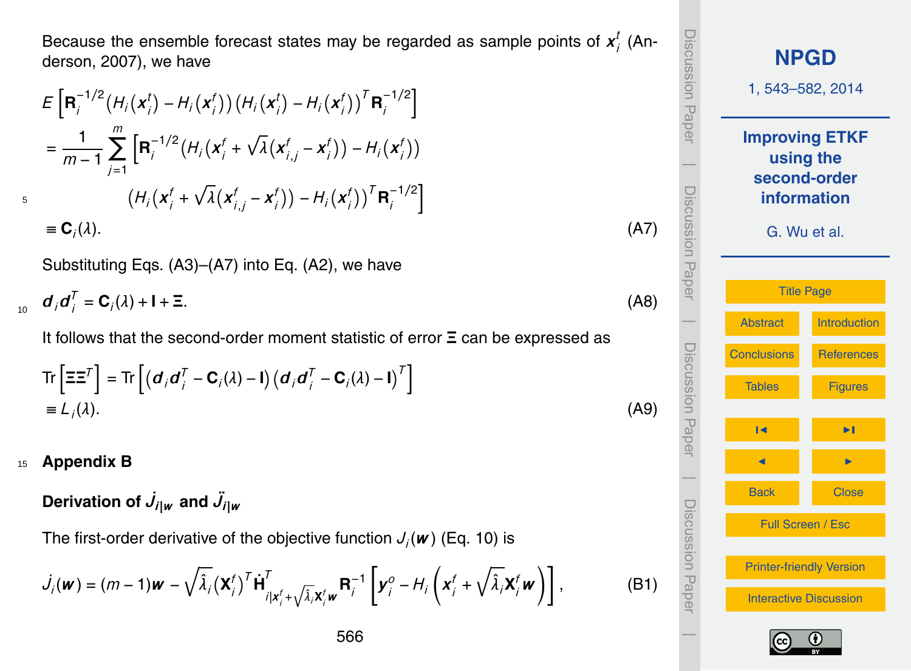Because the ensemble forecast states may be regarded as sample points of $\boldsymbol{x}_i^t$ (Anderson, 2007), we have

$$
\begin{aligned}
&E\left[\mathbf{R}_i^{-1/2}\left(H_i(\boldsymbol{x}_i^t) - H_i(\boldsymbol{x}_i^f)\right)\left(H_i(\boldsymbol{x}_i^t) - H_i(\boldsymbol{x}_i^f)\right)^T \mathbf{R}_i^{-1/2}\right] \\
&= \frac{1}{m-1}\sum_{j=1}^{m}\left[\mathbf{R}_i^{-1/2}\left(H_i\left(\boldsymbol{x}_i^f + \sqrt{\lambda}(\boldsymbol{x}_{i,j}^f - \boldsymbol{x}_i^f)\right) - H_i(\boldsymbol{x}_i^f)\right)\right. \\
&\qquad \left.\left(H_i\left(\boldsymbol{x}_i^f + \sqrt{\lambda}(\boldsymbol{x}_{i,j}^f - \boldsymbol{x}_i^f)\right) - H_i(\boldsymbol{x}_i^f)\right)^T \mathbf{R}_i^{-1/2}\right] \\
&\equiv \mathbf{C}_i(\lambda).
\end{aligned}
\tag{A7}
$$

Substituting Eqs. (A3)–(A7) into Eq. (A2), we have

$$
\boldsymbol{d}_i\boldsymbol{d}_i^T = \mathbf{C}_i(\lambda) + \mathbf{I} + \boldsymbol{\Xi}. \tag{A8}
$$

It follows that the second-order moment statistic of error $\boldsymbol{\Xi}$ can be expressed as

$$
\begin{aligned}
\mathrm{Tr}\left[\boldsymbol{\Xi}\boldsymbol{\Xi}^T\right] &= \mathrm{Tr}\left[\left(\boldsymbol{d}_i\boldsymbol{d}_i^T - \mathbf{C}_i(\lambda) - \mathbf{I}\right)\left(\boldsymbol{d}_i\boldsymbol{d}_i^T - \mathbf{C}_i(\lambda) - \mathbf{I}\right)^T\right] \\
&\equiv L_i(\lambda).
\end{aligned}
\tag{A9}
$$

## Appendix B

### Derivation of $\dot{J}_{i|\boldsymbol{w}}$ and $\ddot{J}_{i|\boldsymbol{w}}$

The first-order derivative of the objective function $J_i(\boldsymbol{w})$ (Eq. 10) is

$$
\dot{J}_i(\boldsymbol{w}) = (m-1)\boldsymbol{w} - \sqrt{\hat{\lambda}_i}(\mathbf{X}_i^f)^T \dot{\mathbf{H}}^T_{i|\boldsymbol{x}_i^f + \sqrt{\hat{\lambda}_i}\mathbf{X}_i^f\boldsymbol{w}} \mathbf{R}_i^{-1}\left[\boldsymbol{y}_i^o - H_i\left(\boldsymbol{x}_i^f + \sqrt{\hat{\lambda}_i}\mathbf{X}_i^f\boldsymbol{w}\right)\right], \tag{B1}
$$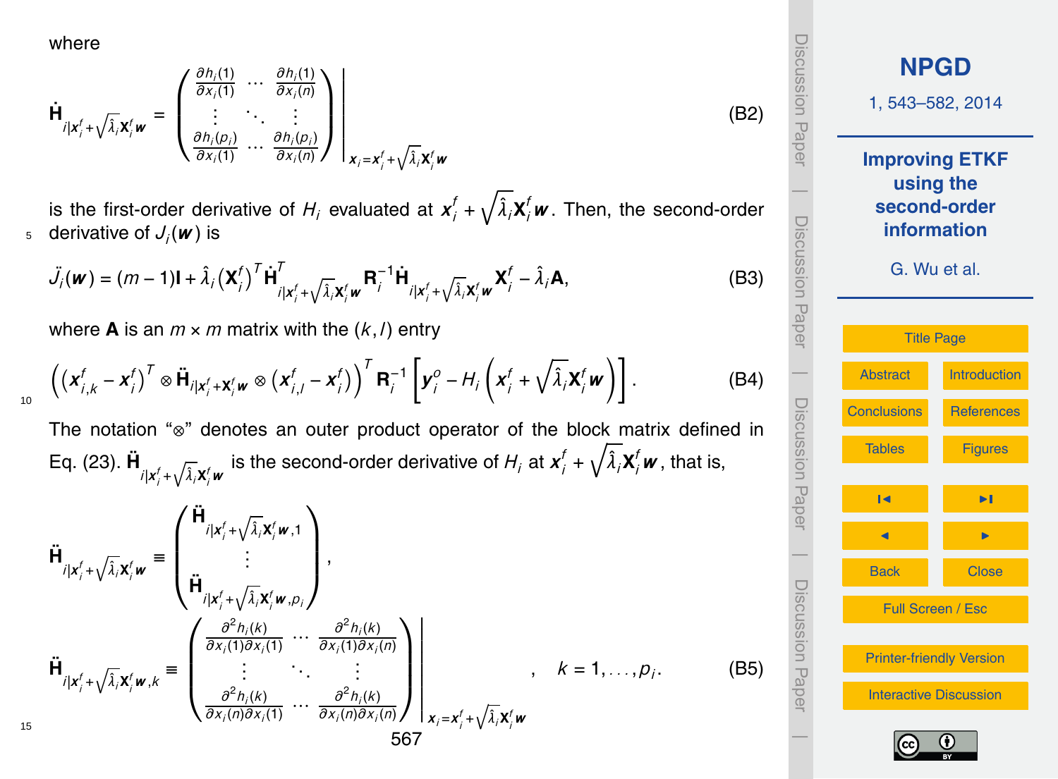where

$$\dot{\mathbf{H}}_{i|\boldsymbol{x}_i^f+\sqrt{\hat{\lambda}_i}\mathbf{X}_i^f\boldsymbol{w}} = \left.\begin{pmatrix} \frac{\partial h_i(1)}{\partial x_i(1)} & \cdots & \frac{\partial h_i(1)}{\partial x_i(n)} \\ \vdots & \ddots & \vdots \\ \frac{\partial h_i(p_i)}{\partial x_i(1)} & \cdots & \frac{\partial h_i(p_i)}{\partial x_i(n)} \end{pmatrix}\right|_{\boldsymbol{x}_i=\boldsymbol{x}_i^f+\sqrt{\hat{\lambda}_i}\mathbf{X}_i^f\boldsymbol{w}} \tag{B2}$$

is the first-order derivative of $H_i$ evaluated at $\boldsymbol{x}_i^f + \sqrt{\hat{\lambda}_i}\mathbf{X}_i^f\boldsymbol{w}$. Then, the second-order derivative of $J_i(\boldsymbol{w})$ is

$$\ddot{J}_i(\boldsymbol{w}) = (m-1)\mathbf{I} + \hat{\lambda}_i\left(\mathbf{X}_i^f\right)^T \dot{\mathbf{H}}^T_{i|\boldsymbol{x}_i^f+\sqrt{\hat{\lambda}_i}\mathbf{X}_i^f\boldsymbol{w}} \mathbf{R}_i^{-1} \dot{\mathbf{H}}_{i|\boldsymbol{x}_i^f+\sqrt{\hat{\lambda}_i}\mathbf{X}_i^f\boldsymbol{w}} \mathbf{X}_i^f - \hat{\lambda}_i\mathbf{A}, \tag{B3}$$

where $\mathbf{A}$ is an $m \times m$ matrix with the $(k,l)$ entry

$$\left(\left(\boldsymbol{x}_{i,k}^f - \boldsymbol{x}_i^f\right)^T \otimes \ddot{\mathbf{H}}_{i|\boldsymbol{x}_i^f+\mathbf{X}_i^f\boldsymbol{w}} \otimes \left(\boldsymbol{x}_{i,l}^f - \boldsymbol{x}_i^f\right)\right)^T \mathbf{R}_i^{-1}\left[\boldsymbol{y}_i^o - H_i\left(\boldsymbol{x}_i^f + \sqrt{\hat{\lambda}_i}\mathbf{X}_i^f\boldsymbol{w}\right)\right]. \tag{B4}$$

The notation "$\otimes$" denotes an outer product operator of the block matrix defined in Eq. (23). $\ddot{\mathbf{H}}_{i|\boldsymbol{x}_i^f+\sqrt{\hat{\lambda}_i}\mathbf{X}_i^f\boldsymbol{w}}$ is the second-order derivative of $H_i$ at $\boldsymbol{x}_i^f + \sqrt{\hat{\lambda}_i}\mathbf{X}_i^f\boldsymbol{w}$, that is,

$$\ddot{\mathbf{H}}_{i|\boldsymbol{x}_i^f+\sqrt{\hat{\lambda}_i}\mathbf{X}_i^f\boldsymbol{w}} \equiv \begin{pmatrix} \ddot{\mathbf{H}}_{i|\boldsymbol{x}_i^f+\sqrt{\hat{\lambda}_i}\mathbf{X}_i^f\boldsymbol{w},1} \\ \vdots \\ \ddot{\mathbf{H}}_{i|\boldsymbol{x}_i^f+\sqrt{\hat{\lambda}_i}\mathbf{X}_i^f\boldsymbol{w},p_i} \end{pmatrix},$$

$$\ddot{\mathbf{H}}_{i|\boldsymbol{x}_i^f+\sqrt{\hat{\lambda}_i}\mathbf{X}_i^f\boldsymbol{w},k} \equiv \left.\begin{pmatrix} \frac{\partial^2 h_i(k)}{\partial x_i(1)\partial x_i(1)} & \cdots & \frac{\partial^2 h_i(k)}{\partial x_i(1)\partial x_i(n)} \\ \vdots & \ddots & \vdots \\ \frac{\partial^2 h_i(k)}{\partial x_i(n)\partial x_i(1)} & \cdots & \frac{\partial^2 h_i(k)}{\partial x_i(n)\partial x_i(n)} \end{pmatrix}\right|_{\boldsymbol{x}_i=\boldsymbol{x}_i^f+\sqrt{\hat{\lambda}_i}\mathbf{X}_i^f\boldsymbol{w}}, \quad k = 1,\ldots,p_i. \tag{B5}$$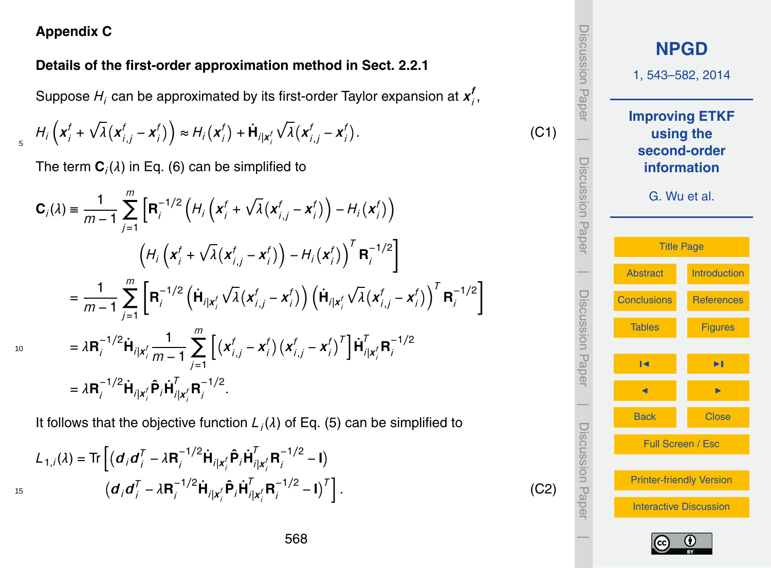## Appendix C

### Details of the first-order approximation method in Sect. 2.2.1

Suppose $H_i$ can be approximated by its first-order Taylor expansion at $\boldsymbol{x}_i^f$,

$$H_i\left(\boldsymbol{x}_i^f + \sqrt{\lambda}(\boldsymbol{x}_{i,j}^f - \boldsymbol{x}_i^f)\right) \approx H_i(\boldsymbol{x}_i^f) + \dot{\mathbf{H}}_{i|\boldsymbol{x}_i^f}\sqrt{\lambda}(\boldsymbol{x}_{i,j}^f - \boldsymbol{x}_i^f). \tag{C1}$$

The term $\mathbf{C}_i(\lambda)$ in Eq. (6) can be simplified to

$$\begin{aligned}
\mathbf{C}_i(\lambda) &\equiv \frac{1}{m-1}\sum_{j=1}^{m}\Big[\mathbf{R}_i^{-1/2}\left(H_i\left(\boldsymbol{x}_i^f + \sqrt{\lambda}(\boldsymbol{x}_{i,j}^f - \boldsymbol{x}_i^f)\right) - H_i(\boldsymbol{x}_i^f)\right) \\
&\qquad \left(H_i\left(\boldsymbol{x}_i^f + \sqrt{\lambda}(\boldsymbol{x}_{i,j}^f - \boldsymbol{x}_i^f)\right) - H_i(\boldsymbol{x}_i^f)\right)^T\mathbf{R}_i^{-1/2}\Big] \\
&= \frac{1}{m-1}\sum_{j=1}^{m}\left[\mathbf{R}_i^{-1/2}\left(\dot{\mathbf{H}}_{i|\boldsymbol{x}_i^f}\sqrt{\lambda}(\boldsymbol{x}_{i,j}^f - \boldsymbol{x}_i^f)\right)\left(\dot{\mathbf{H}}_{i|\boldsymbol{x}_i^f}\sqrt{\lambda}(\boldsymbol{x}_{i,j}^f - \boldsymbol{x}_i^f)\right)^T\mathbf{R}_i^{-1/2}\right] \\
&= \lambda\mathbf{R}_i^{-1/2}\dot{\mathbf{H}}_{i|\boldsymbol{x}_i^f}\frac{1}{m-1}\sum_{j=1}^{m}\left[(\boldsymbol{x}_{i,j}^f - \boldsymbol{x}_i^f)(\boldsymbol{x}_{i,j}^f - \boldsymbol{x}_i^f)^T\right]\dot{\mathbf{H}}_{i|\boldsymbol{x}_i^f}^T\mathbf{R}_i^{-1/2} \\
&= \lambda\mathbf{R}_i^{-1/2}\dot{\mathbf{H}}_{i|\boldsymbol{x}_i^f}\hat{\mathbf{P}}_i\dot{\mathbf{H}}_{i|\boldsymbol{x}_i^f}^T\mathbf{R}_i^{-1/2}.
\end{aligned}$$

It follows that the objective function $L_i(\lambda)$ of Eq. (5) can be simplified to

$$\begin{aligned}
L_{1,i}(\lambda) = \mathrm{Tr}\Big[&\left(\boldsymbol{d}_i\boldsymbol{d}_i^T - \lambda\mathbf{R}_i^{-1/2}\dot{\mathbf{H}}_{i|\boldsymbol{x}_i^f}\hat{\mathbf{P}}_i\dot{\mathbf{H}}_{i|\boldsymbol{x}_i^f}^T\mathbf{R}_i^{-1/2} - \mathbf{I}\right) \\
&\left(\boldsymbol{d}_i\boldsymbol{d}_i^T - \lambda\mathbf{R}_i^{-1/2}\dot{\mathbf{H}}_{i|\boldsymbol{x}_i^f}\hat{\mathbf{P}}_i\dot{\mathbf{H}}_{i|\boldsymbol{x}_i^f}^T\mathbf{R}_i^{-1/2} - \mathbf{I}\right)^T\Big].
\end{aligned} \tag{C2}$$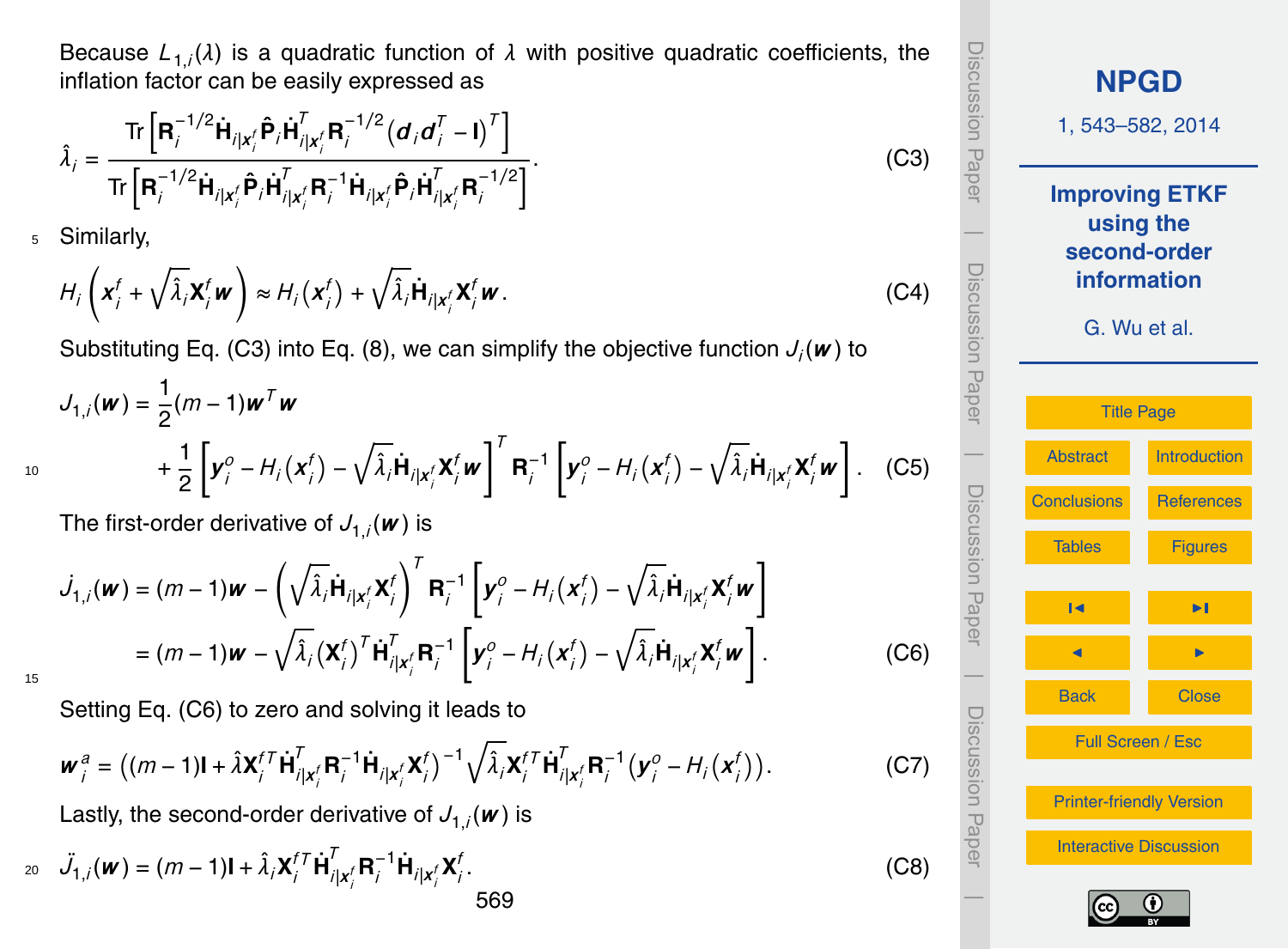Because $L_{1,i}(\lambda)$ is a quadratic function of $\lambda$ with positive quadratic coefficients, the inflation factor can be easily expressed as

$$\hat{\lambda}_i = \frac{\mathrm{Tr}\left[\mathbf{R}_i^{-1/2}\dot{\mathbf{H}}_{i|\boldsymbol{x}_i^f}\hat{\mathbf{P}}_i\dot{\mathbf{H}}_{i|\boldsymbol{x}_i^f}^T\mathbf{R}_i^{-1/2}\left(\boldsymbol{d}_i\boldsymbol{d}_i^T-\mathbf{I}\right)^T\right]}{\mathrm{Tr}\left[\mathbf{R}_i^{-1/2}\dot{\mathbf{H}}_{i|\boldsymbol{x}_i^f}\hat{\mathbf{P}}_i\dot{\mathbf{H}}_{i|\boldsymbol{x}_i^f}^T\mathbf{R}_i^{-1}\dot{\mathbf{H}}_{i|\boldsymbol{x}_i^f}\hat{\mathbf{P}}_i\dot{\mathbf{H}}_{i|\boldsymbol{x}_i^f}^T\mathbf{R}_i^{-1/2}\right]}. \tag{C3}$$

Similarly,

$$H_i\left(\boldsymbol{x}_i^f+\sqrt{\hat{\lambda}_i}\mathbf{X}_i^f\boldsymbol{w}\right)\approx H_i\left(\boldsymbol{x}_i^f\right)+\sqrt{\hat{\lambda}_i}\dot{\mathbf{H}}_{i|\boldsymbol{x}_i^f}\mathbf{X}_i^f\boldsymbol{w}. \tag{C4}$$

Substituting Eq. (C3) into Eq. (8), we can simplify the objective function $J_i(\boldsymbol{w})$ to

$$J_{1,i}(\boldsymbol{w})=\frac{1}{2}(m-1)\boldsymbol{w}^T\boldsymbol{w}+\frac{1}{2}\left[\boldsymbol{y}_i^o-H_i\left(\boldsymbol{x}_i^f\right)-\sqrt{\hat{\lambda}_i}\dot{\mathbf{H}}_{i|\boldsymbol{x}_i^f}\mathbf{X}_i^f\boldsymbol{w}\right]^T\mathbf{R}_i^{-1}\left[\boldsymbol{y}_i^o-H_i\left(\boldsymbol{x}_i^f\right)-\sqrt{\hat{\lambda}_i}\dot{\mathbf{H}}_{i|\boldsymbol{x}_i^f}\mathbf{X}_i^f\boldsymbol{w}\right]. \tag{C5}$$

The first-order derivative of $J_{1,i}(\boldsymbol{w})$ is

$$\begin{aligned}\dot{J}_{1,i}(\boldsymbol{w})&=(m-1)\boldsymbol{w}-\left(\sqrt{\hat{\lambda}_i}\dot{\mathbf{H}}_{i|\boldsymbol{x}_i^f}\mathbf{X}_i^f\right)^T\mathbf{R}_i^{-1}\left[\boldsymbol{y}_i^o-H_i\left(\boldsymbol{x}_i^f\right)-\sqrt{\hat{\lambda}_i}\dot{\mathbf{H}}_{i|\boldsymbol{x}_i^f}\mathbf{X}_i^f\boldsymbol{w}\right]\\&=(m-1)\boldsymbol{w}-\sqrt{\hat{\lambda}_i}\left(\mathbf{X}_i^f\right)^T\dot{\mathbf{H}}_{i|\boldsymbol{x}_i^f}^T\mathbf{R}_i^{-1}\left[\boldsymbol{y}_i^o-H_i\left(\boldsymbol{x}_i^f\right)-\sqrt{\hat{\lambda}_i}\dot{\mathbf{H}}_{i|\boldsymbol{x}_i^f}\mathbf{X}_i^f\boldsymbol{w}\right].\end{aligned} \tag{C6}$$

Setting Eq. (C6) to zero and solving it leads to

$$\boldsymbol{w}_i^a=\left((m-1)\mathbf{I}+\hat{\lambda}\mathbf{X}_i^{fT}\dot{\mathbf{H}}_{i|\boldsymbol{x}_i^f}^T\mathbf{R}_i^{-1}\dot{\mathbf{H}}_{i|\boldsymbol{x}_i^f}\mathbf{X}_i^f\right)^{-1}\sqrt{\hat{\lambda}_i}\mathbf{X}_i^{fT}\dot{\mathbf{H}}_{i|\boldsymbol{x}_i^f}^T\mathbf{R}_i^{-1}\left(\boldsymbol{y}_i^o-H_i\left(\boldsymbol{x}_i^f\right)\right). \tag{C7}$$

Lastly, the second-order derivative of $J_{1,i}(\boldsymbol{w})$ is

$$\ddot{J}_{1,i}(\boldsymbol{w})=(m-1)\mathbf{I}+\hat{\lambda}_i\mathbf{X}_i^{fT}\dot{\mathbf{H}}_{i|\boldsymbol{x}_i^f}^T\mathbf{R}_i^{-1}\dot{\mathbf{H}}_{i|\boldsymbol{x}_i^f}\mathbf{X}_i^f. \tag{C8}$$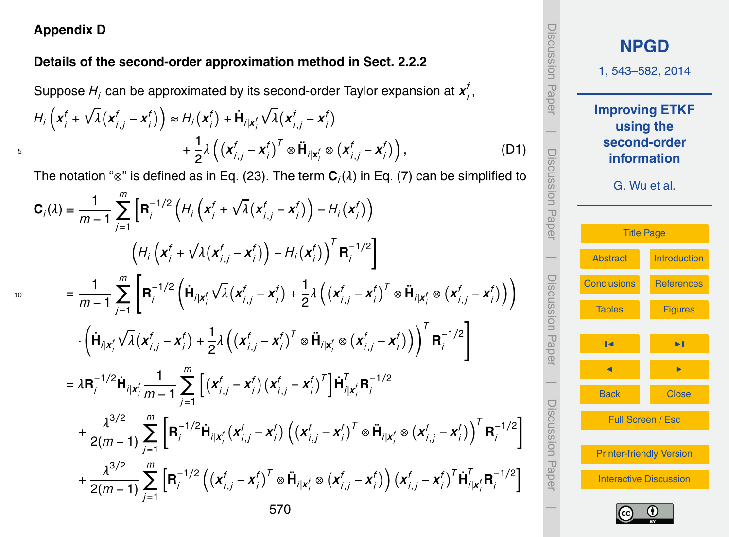## Appendix D

### Details of the second-order approximation method in Sect. 2.2.2

Suppose $H_i$ can be approximated by its second-order Taylor expansion at $\boldsymbol{x}_i^f$,

$$
\begin{aligned}
H_i\left(\boldsymbol{x}_i^f + \sqrt{\lambda}(\boldsymbol{x}_{i,j}^f - \boldsymbol{x}_i^f)\right) \approx\ & H_i(\boldsymbol{x}_i^f) + \dot{\mathbf{H}}_{i|\mathbf{x}_i^f}\sqrt{\lambda}(\boldsymbol{x}_{i,j}^f - \boldsymbol{x}_i^f) \\
& + \frac{1}{2}\lambda\left((\boldsymbol{x}_{i,j}^f - \boldsymbol{x}_i^f)^T \otimes \ddot{\mathbf{H}}_{i|\mathbf{x}_i^f} \otimes (\boldsymbol{x}_{i,j}^f - \boldsymbol{x}_i^f)\right),
\end{aligned}
\tag{D1}
$$

The notation "$\otimes$" is defined as in Eq. (23). The term $\mathbf{C}_i(\lambda)$ in Eq. (7) can be simplified to

$$
\begin{aligned}
\mathbf{C}_i(\lambda) \equiv\ & \frac{1}{m-1}\sum_{j=1}^{m}\left[\mathbf{R}_i^{-1/2}\left(H_i\left(\boldsymbol{x}_i^f + \sqrt{\lambda}(\boldsymbol{x}_{i,j}^f - \boldsymbol{x}_i^f)\right) - H_i(\boldsymbol{x}_i^f)\right)\right. \\
& \left.\left(H_i\left(\boldsymbol{x}_i^f + \sqrt{\lambda}(\boldsymbol{x}_{i,j}^f - \boldsymbol{x}_i^f)\right) - H_i(\boldsymbol{x}_i^f)\right)^T \mathbf{R}_i^{-1/2}\right] \\
=\ & \frac{1}{m-1}\sum_{j=1}^{m}\left[\mathbf{R}_i^{-1/2}\left(\dot{\mathbf{H}}_{i|\mathbf{x}_i^f}\sqrt{\lambda}(\boldsymbol{x}_{i,j}^f - \boldsymbol{x}_i^f) + \frac{1}{2}\lambda\left((\boldsymbol{x}_{i,j}^f - \boldsymbol{x}_i^f)^T \otimes \ddot{\mathbf{H}}_{i|\mathbf{x}_i^f} \otimes (\boldsymbol{x}_{i,j}^f - \boldsymbol{x}_i^f)\right)\right)\right. \\
& \left.\cdot\left(\dot{\mathbf{H}}_{i|\mathbf{x}_i^f}\sqrt{\lambda}(\boldsymbol{x}_{i,j}^f - \boldsymbol{x}_i^f) + \frac{1}{2}\lambda\left((\boldsymbol{x}_{i,j}^f - \boldsymbol{x}_i^f)^T \otimes \ddot{\mathbf{H}}_{i|\mathbf{x}_i^f} \otimes (\boldsymbol{x}_{i,j}^f - \boldsymbol{x}_i^f)\right)\right)^T \mathbf{R}_i^{-1/2}\right] \\
=\ & \lambda\mathbf{R}_i^{-1/2}\dot{\mathbf{H}}_{i|\mathbf{x}_i^f}\frac{1}{m-1}\sum_{j=1}^{m}\left[(\boldsymbol{x}_{i,j}^f - \boldsymbol{x}_i^f)(\boldsymbol{x}_{i,j}^f - \boldsymbol{x}_i^f)^T\right]\dot{\mathbf{H}}_{i|\mathbf{x}_i^f}^T\mathbf{R}_i^{-1/2} \\
& + \frac{\lambda^{3/2}}{2(m-1)}\sum_{j=1}^{m}\left[\mathbf{R}_i^{-1/2}\dot{\mathbf{H}}_{i|\mathbf{x}_i^f}(\boldsymbol{x}_{i,j}^f - \boldsymbol{x}_i^f)\left((\boldsymbol{x}_{i,j}^f - \boldsymbol{x}_i^f)^T \otimes \ddot{\mathbf{H}}_{i|\mathbf{x}_i^f} \otimes (\boldsymbol{x}_{i,j}^f - \boldsymbol{x}_i^f)\right)^T\mathbf{R}_i^{-1/2}\right] \\
& + \frac{\lambda^{3/2}}{2(m-1)}\sum_{j=1}^{m}\left[\mathbf{R}_i^{-1/2}\left((\boldsymbol{x}_{i,j}^f - \boldsymbol{x}_i^f)^T \otimes \ddot{\mathbf{H}}_{i|\mathbf{x}_i^f} \otimes (\boldsymbol{x}_{i,j}^f - \boldsymbol{x}_i^f)\right)(\boldsymbol{x}_{i,j}^f - \boldsymbol{x}_i^f)^T\dot{\mathbf{H}}_{i|\mathbf{x}_i^f}^T\mathbf{R}_i^{-1/2}\right]
\end{aligned}
$$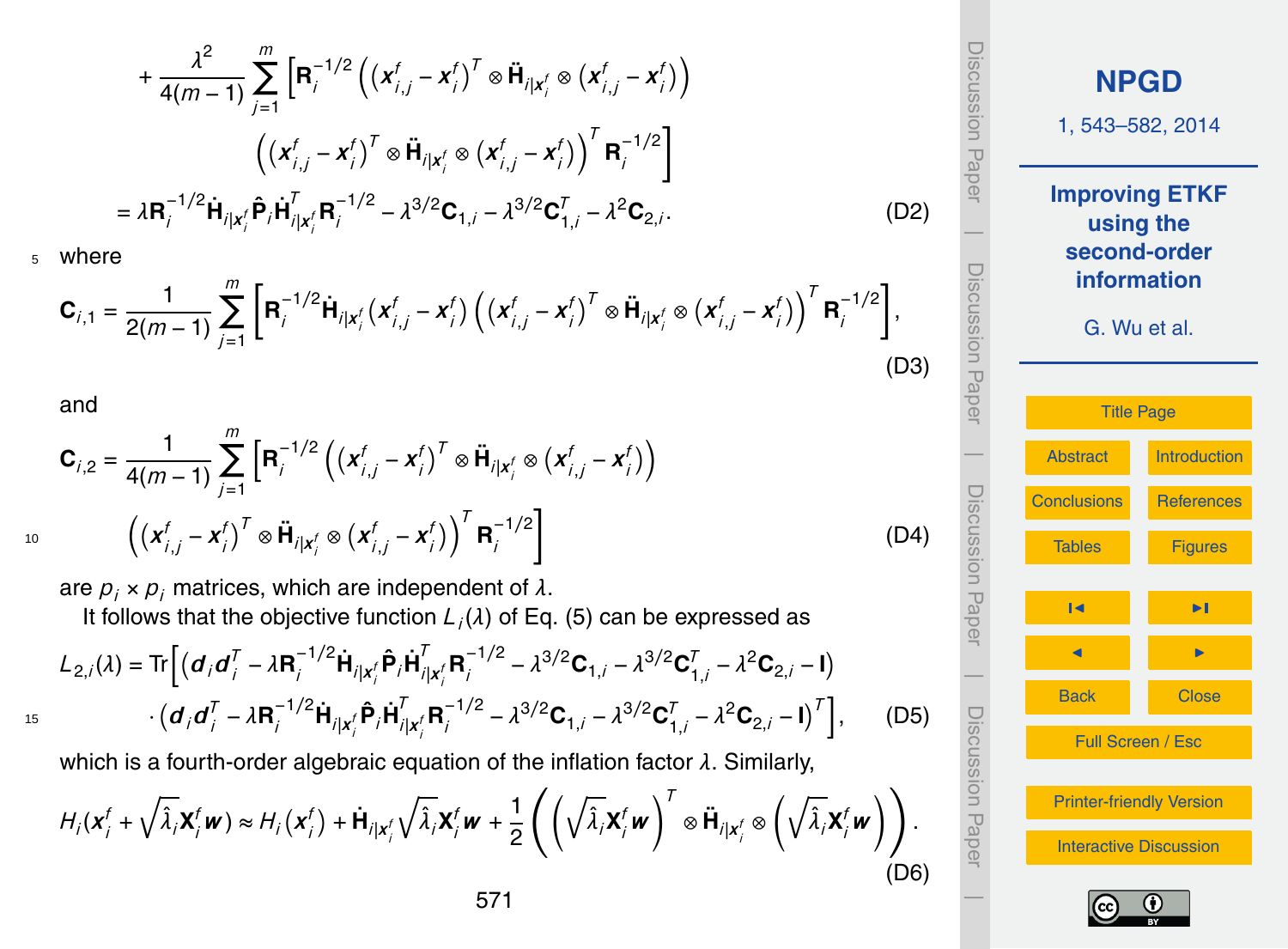$$
+\frac{\lambda^2}{4(m-1)}\sum_{j=1}^{m}\Big[\mathbf{R}_i^{-1/2}\left(\left(\boldsymbol{x}_{i,j}^f-\boldsymbol{x}_i^f\right)^T\otimes\ddot{\mathbf{H}}_{i|\boldsymbol{x}_i^f}\otimes\left(\boldsymbol{x}_{i,j}^f-\boldsymbol{x}_i^f\right)\right)
\left(\left(\boldsymbol{x}_{i,j}^f-\boldsymbol{x}_i^f\right)^T\otimes\ddot{\mathbf{H}}_{i|\boldsymbol{x}_i^f}\otimes\left(\boldsymbol{x}_{i,j}^f-\boldsymbol{x}_i^f\right)\right)^T\mathbf{R}_i^{-1/2}\Big]
$$

$$
=\lambda\mathbf{R}_i^{-1/2}\dot{\mathbf{H}}_{i|\boldsymbol{x}_i^f}\hat{\mathbf{P}}_i\dot{\mathbf{H}}_{i|\boldsymbol{x}_i^f}^T\mathbf{R}_i^{-1/2}-\lambda^{3/2}\mathbf{C}_{1,i}-\lambda^{3/2}\mathbf{C}_{1,i}^T-\lambda^2\mathbf{C}_{2,i}. \tag{D2}
$$

where

$$
\mathbf{C}_{i,1}=\frac{1}{2(m-1)}\sum_{j=1}^{m}\left[\mathbf{R}_i^{-1/2}\dot{\mathbf{H}}_{i|\boldsymbol{x}_i^f}\left(\boldsymbol{x}_{i,j}^f-\boldsymbol{x}_i^f\right)\left(\left(\boldsymbol{x}_{i,j}^f-\boldsymbol{x}_i^f\right)^T\otimes\ddot{\mathbf{H}}_{i|\boldsymbol{x}_i^f}\otimes\left(\boldsymbol{x}_{i,j}^f-\boldsymbol{x}_i^f\right)\right)^T\mathbf{R}_i^{-1/2}\right], \tag{D3}
$$

and

$$
\mathbf{C}_{i,2}=\frac{1}{4(m-1)}\sum_{j=1}^{m}\Big[\mathbf{R}_i^{-1/2}\left(\left(\boldsymbol{x}_{i,j}^f-\boldsymbol{x}_i^f\right)^T\otimes\ddot{\mathbf{H}}_{i|\boldsymbol{x}_i^f}\otimes\left(\boldsymbol{x}_{i,j}^f-\boldsymbol{x}_i^f\right)\right)
\left(\left(\boldsymbol{x}_{i,j}^f-\boldsymbol{x}_i^f\right)^T\otimes\ddot{\mathbf{H}}_{i|\boldsymbol{x}_i^f}\otimes\left(\boldsymbol{x}_{i,j}^f-\boldsymbol{x}_i^f\right)\right)^T\mathbf{R}_i^{-1/2}\Big] \tag{D4}
$$

are $p_i\times p_i$ matrices, which are independent of $\lambda$.

It follows that the objective function $L_i(\lambda)$ of Eq. (5) can be expressed as

$$
L_{2,i}(\lambda)=\mathrm{Tr}\Big[\left(\boldsymbol{d}_i\boldsymbol{d}_i^T-\lambda\mathbf{R}_i^{-1/2}\dot{\mathbf{H}}_{i|\boldsymbol{x}_i^f}\hat{\mathbf{P}}_i\dot{\mathbf{H}}_{i|\boldsymbol{x}_i^f}^T\mathbf{R}_i^{-1/2}-\lambda^{3/2}\mathbf{C}_{1,i}-\lambda^{3/2}\mathbf{C}_{1,i}^T-\lambda^2\mathbf{C}_{2,i}-\mathbf{I}\right)
\cdot\left(\boldsymbol{d}_i\boldsymbol{d}_i^T-\lambda\mathbf{R}_i^{-1/2}\dot{\mathbf{H}}_{i|\boldsymbol{x}_i^f}\hat{\mathbf{P}}_i\dot{\mathbf{H}}_{i|\boldsymbol{x}_i^f}^T\mathbf{R}_i^{-1/2}-\lambda^{3/2}\mathbf{C}_{1,i}-\lambda^{3/2}\mathbf{C}_{1,i}^T-\lambda^2\mathbf{C}_{2,i}-\mathbf{I}\right)^T\Big], \tag{D5}
$$

which is a fourth-order algebraic equation of the inflation factor $\lambda$. Similarly,

$$
H_i(\boldsymbol{x}_i^f+\sqrt{\hat{\lambda}_i}\mathbf{X}_i^f\boldsymbol{w})\approx H_i\left(\boldsymbol{x}_i^f\right)+\dot{\mathbf{H}}_{i|\boldsymbol{x}_i^f}\sqrt{\hat{\lambda}_i}\mathbf{X}_i^f\boldsymbol{w}+\frac{1}{2}\left(\left(\sqrt{\hat{\lambda}_i}\mathbf{X}_i^f\boldsymbol{w}\right)^T\otimes\ddot{\mathbf{H}}_{i|\boldsymbol{x}_i^f}\otimes\left(\sqrt{\hat{\lambda}_i}\mathbf{X}_i^f\boldsymbol{w}\right)\right). \tag{D6}
$$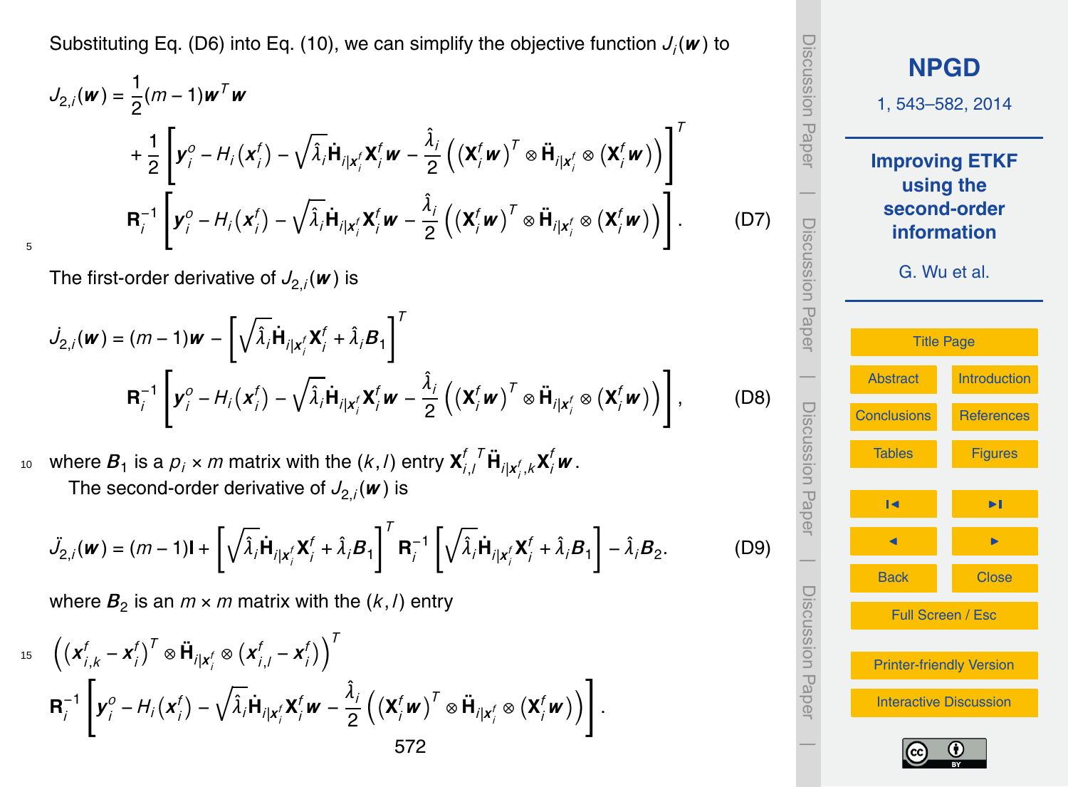Substituting Eq. (D6) into Eq. (10), we can simplify the objective function $J_i(\boldsymbol{w})$ to

$$J_{2,i}(\boldsymbol{w}) = \frac{1}{2}(m-1)\boldsymbol{w}^T\boldsymbol{w} + \frac{1}{2}\left[\boldsymbol{y}_i^o - H_i\left(\boldsymbol{x}_i^f\right) - \sqrt{\hat{\lambda}_i}\dot{\mathbf{H}}_{i|\boldsymbol{x}_i^f}\mathbf{X}_i^f\boldsymbol{w} - \frac{\hat{\lambda}_i}{2}\left(\left(\mathbf{X}_i^f\boldsymbol{w}\right)^T \otimes \ddot{\mathbf{H}}_{i|\boldsymbol{x}_i^f} \otimes \left(\mathbf{X}_i^f\boldsymbol{w}\right)\right)\right]^T \mathbf{R}_i^{-1}\left[\boldsymbol{y}_i^o - H_i\left(\boldsymbol{x}_i^f\right) - \sqrt{\hat{\lambda}_i}\dot{\mathbf{H}}_{i|\boldsymbol{x}_i^f}\mathbf{X}_i^f\boldsymbol{w} - \frac{\hat{\lambda}_i}{2}\left(\left(\mathbf{X}_i^f\boldsymbol{w}\right)^T \otimes \ddot{\mathbf{H}}_{i|\boldsymbol{x}_i^f} \otimes \left(\mathbf{X}_i^f\boldsymbol{w}\right)\right)\right]. \tag{D7}$$

The first-order derivative of $J_{2,i}(\boldsymbol{w})$ is

$$\dot{J}_{2,i}(\boldsymbol{w}) = (m-1)\boldsymbol{w} - \left[\sqrt{\hat{\lambda}_i}\dot{\mathbf{H}}_{i|\boldsymbol{x}_i^f}\mathbf{X}_i^f + \hat{\lambda}_i\boldsymbol{B}_1\right]^T \mathbf{R}_i^{-1}\left[\boldsymbol{y}_i^o - H_i\left(\boldsymbol{x}_i^f\right) - \sqrt{\hat{\lambda}_i}\dot{\mathbf{H}}_{i|\boldsymbol{x}_i^f}\mathbf{X}_i^f\boldsymbol{w} - \frac{\hat{\lambda}_i}{2}\left(\left(\mathbf{X}_i^f\boldsymbol{w}\right)^T \otimes \ddot{\mathbf{H}}_{i|\boldsymbol{x}_i^f} \otimes \left(\mathbf{X}_i^f\boldsymbol{w}\right)\right)\right], \tag{D8}$$

where $\boldsymbol{B}_1$ is a $p_i \times m$ matrix with the $(k,l)$ entry $\mathbf{X}_{i,l}^{f\;T}\ddot{\mathbf{H}}_{i|\boldsymbol{x}_i^f,k}\mathbf{X}_i^f\boldsymbol{w}$.

The second-order derivative of $J_{2,i}(\boldsymbol{w})$ is

$$\ddot{J}_{2,i}(\boldsymbol{w}) = (m-1)\mathbf{I} + \left[\sqrt{\hat{\lambda}_i}\dot{\mathbf{H}}_{i|\boldsymbol{x}_i^f}\mathbf{X}_i^f + \hat{\lambda}_i\boldsymbol{B}_1\right]^T \mathbf{R}_i^{-1}\left[\sqrt{\hat{\lambda}_i}\dot{\mathbf{H}}_{i|\boldsymbol{x}_i^f}\mathbf{X}_i^f + \hat{\lambda}_i\boldsymbol{B}_1\right] - \hat{\lambda}_i\boldsymbol{B}_2. \tag{D9}$$

where $\boldsymbol{B}_2$ is an $m \times m$ matrix with the $(k,l)$ entry

$$\left(\left(\boldsymbol{x}_{i,k}^f - \boldsymbol{x}_i^f\right)^T \otimes \ddot{\mathbf{H}}_{i|\boldsymbol{x}_i^f} \otimes \left(\boldsymbol{x}_{i,l}^f - \boldsymbol{x}_i^f\right)\right)^T \mathbf{R}_i^{-1}\left[\boldsymbol{y}_i^o - H_i\left(\boldsymbol{x}_i^f\right) - \sqrt{\hat{\lambda}_i}\dot{\mathbf{H}}_{i|\boldsymbol{x}_i^f}\mathbf{X}_i^f\boldsymbol{w} - \frac{\hat{\lambda}_i}{2}\left(\left(\mathbf{X}_i^f\boldsymbol{w}\right)^T \otimes \ddot{\mathbf{H}}_{i|\boldsymbol{x}_i^f} \otimes \left(\mathbf{X}_i^f\boldsymbol{w}\right)\right)\right].$$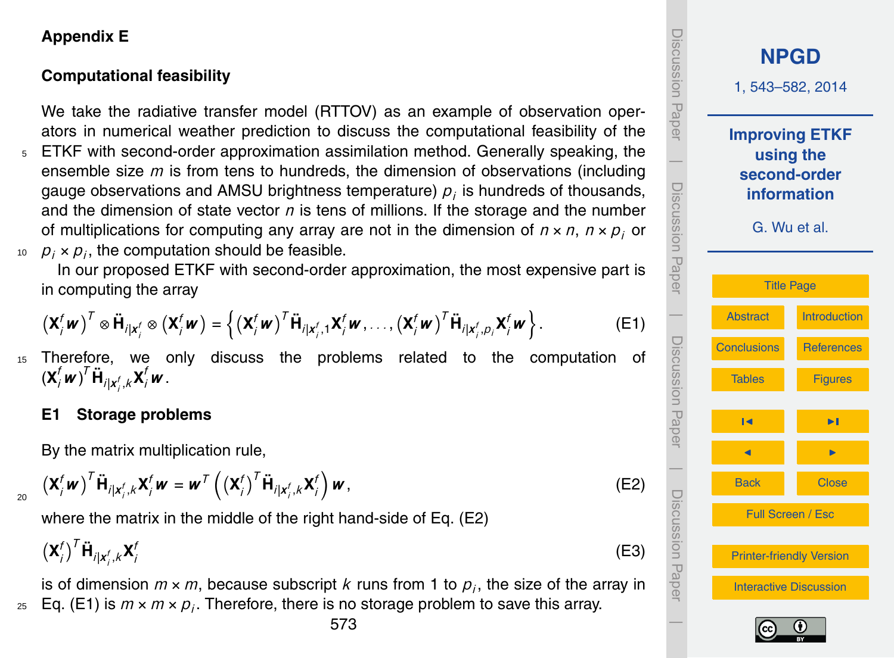## Appendix E

## Computational feasibility

We take the radiative transfer model (RTTOV) as an example of observation operators in numerical weather prediction to discuss the computational feasibility of the ETKF with second-order approximation assimilation method. Generally speaking, the ensemble size $m$ is from tens to hundreds, the dimension of observations (including gauge observations and AMSU brightness temperature) $p_i$ is hundreds of thousands, and the dimension of state vector $n$ is tens of millions. If the storage and the number of multiplications for computing any array are not in the dimension of $n \times n$, $n \times p_i$ or $p_i \times p_i$, the computation should be feasible.

In our proposed ETKF with second-order approximation, the most expensive part is in computing the array

$$\left(\mathbf{X}_i^f \boldsymbol{w}\right)^T \otimes \ddot{\mathbf{H}}_{i|\boldsymbol{x}_i^f} \otimes \left(\mathbf{X}_i^f \boldsymbol{w}\right) = \left\{\left(\mathbf{X}_i^f \boldsymbol{w}\right)^T \ddot{\mathbf{H}}_{i|\boldsymbol{x}_i^f,1} \mathbf{X}_i^f \boldsymbol{w}, \ldots, \left(\mathbf{X}_i^f \boldsymbol{w}\right)^T \ddot{\mathbf{H}}_{i|\boldsymbol{x}_i^f,p_i} \mathbf{X}_i^f \boldsymbol{w}\right\}. \tag{E1}$$

Therefore, we only discuss the problems related to the computation of $(\mathbf{X}_i^f \boldsymbol{w})^T \ddot{\mathbf{H}}_{i|\boldsymbol{x}_i^f,k} \mathbf{X}_i^f \boldsymbol{w}$.

### E1 Storage problems

By the matrix multiplication rule,

$$\left(\mathbf{X}_i^f \boldsymbol{w}\right)^T \ddot{\mathbf{H}}_{i|\boldsymbol{x}_i^f,k} \mathbf{X}_i^f \boldsymbol{w} = \boldsymbol{w}^T \left(\left(\mathbf{X}_i^f\right)^T \ddot{\mathbf{H}}_{i|\boldsymbol{x}_i^f,k} \mathbf{X}_i^f\right) \boldsymbol{w}, \tag{E2}$$

where the matrix in the middle of the right hand-side of Eq. (E2)

$$\left(\mathbf{X}_i^f\right)^T \ddot{\mathbf{H}}_{i|\boldsymbol{x}_i^f,k} \mathbf{X}_i^f \tag{E3}$$

is of dimension $m \times m$, because subscript $k$ runs from 1 to $p_i$, the size of the array in Eq. (E1) is $m \times m \times p_i$. Therefore, there is no storage problem to save this array.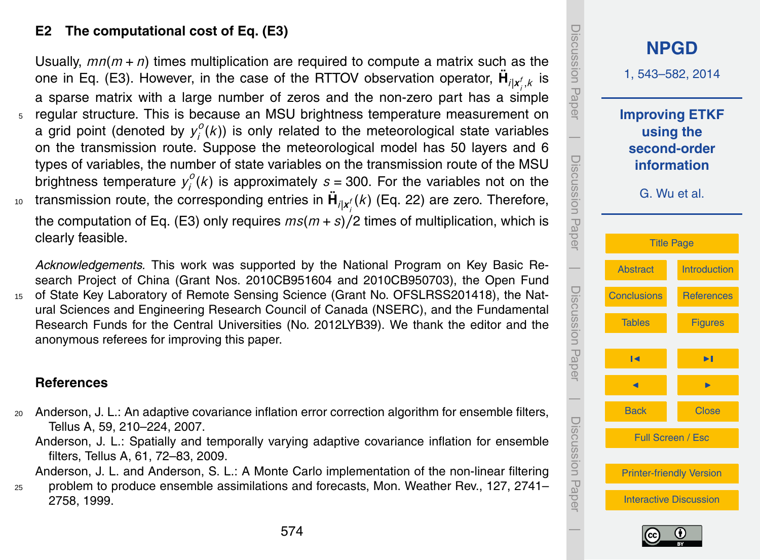## E2 The computational cost of Eq. (E3)

Usually, $mn(m+n)$ times multiplication are required to compute a matrix such as the one in Eq. (E3). However, in the case of the RTTOV observation operator, $\ddot{\mathbf{H}}_{i|\mathbf{x}_i^f,k}$ is a sparse matrix with a large number of zeros and the non-zero part has a simple regular structure. This is because an MSU brightness temperature measurement on a grid point (denoted by $y_i^o(k)$) is only related to the meteorological state variables on the transmission route. Suppose the meteorological model has 50 layers and 6 types of variables, the number of state variables on the transmission route of the MSU brightness temperature $y_i^o(k)$ is approximately $s = 300$. For the variables not on the transmission route, the corresponding entries in $\ddot{\mathbf{H}}_{i|\mathbf{x}_i^f}(k)$ (Eq. 22) are zero. Therefore, the computation of Eq. (E3) only requires $ms(m+s)/2$ times of multiplication, which is clearly feasible.

*Acknowledgements.* This work was supported by the National Program on Key Basic Research Project of China (Grant Nos. 2010CB951604 and 2010CB950703), the Open Fund of State Key Laboratory of Remote Sensing Science (Grant No. OFSLRSS201418), the Natural Sciences and Engineering Research Council of Canada (NSERC), and the Fundamental Research Funds for the Central Universities (No. 2012LYB39). We thank the editor and the anonymous referees for improving this paper.

## References

Anderson, J. L.: An adaptive covariance inflation error correction algorithm for ensemble filters, Tellus A, 59, 210–224, 2007.

Anderson, J. L.: Spatially and temporally varying adaptive covariance inflation for ensemble filters, Tellus A, 61, 72–83, 2009.

Anderson, J. L. and Anderson, S. L.: A Monte Carlo implementation of the non-linear filtering problem to produce ensemble assimilations and forecasts, Mon. Weather Rev., 127, 2741–2758, 1999.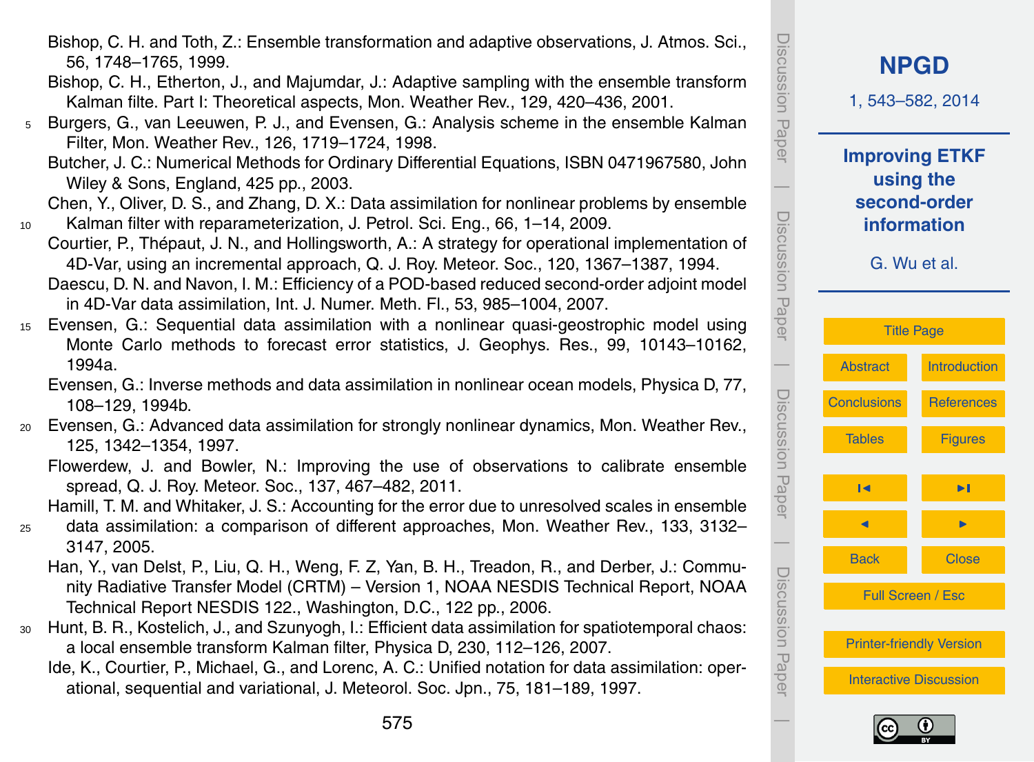Bishop, C. H. and Toth, Z.: Ensemble transformation and adaptive observations, J. Atmos. Sci., 56, 1748–1765, 1999.

Bishop, C. H., Etherton, J., and Majumdar, J.: Adaptive sampling with the ensemble transform Kalman filte. Part I: Theoretical aspects, Mon. Weather Rev., 129, 420–436, 2001.

Burgers, G., van Leeuwen, P. J., and Evensen, G.: Analysis scheme in the ensemble Kalman Filter, Mon. Weather Rev., 126, 1719–1724, 1998.

Butcher, J. C.: Numerical Methods for Ordinary Differential Equations, ISBN 0471967580, John Wiley & Sons, England, 425 pp., 2003.

Chen, Y., Oliver, D. S., and Zhang, D. X.: Data assimilation for nonlinear problems by ensemble Kalman filter with reparameterization, J. Petrol. Sci. Eng., 66, 1–14, 2009.

Courtier, P., Thépaut, J. N., and Hollingsworth, A.: A strategy for operational implementation of 4D-Var, using an incremental approach, Q. J. Roy. Meteor. Soc., 120, 1367–1387, 1994.

Daescu, D. N. and Navon, I. M.: Efficiency of a POD-based reduced second-order adjoint model in 4D-Var data assimilation, Int. J. Numer. Meth. Fl., 53, 985–1004, 2007.

Evensen, G.: Sequential data assimilation with a nonlinear quasi-geostrophic model using Monte Carlo methods to forecast error statistics, J. Geophys. Res., 99, 10143–10162, 1994a.

Evensen, G.: Inverse methods and data assimilation in nonlinear ocean models, Physica D, 77, 108–129, 1994b.

Evensen, G.: Advanced data assimilation for strongly nonlinear dynamics, Mon. Weather Rev., 125, 1342–1354, 1997.

Flowerdew, J. and Bowler, N.: Improving the use of observations to calibrate ensemble spread, Q. J. Roy. Meteor. Soc., 137, 467–482, 2011.

Hamill, T. M. and Whitaker, J. S.: Accounting for the error due to unresolved scales in ensemble data assimilation: a comparison of different approaches, Mon. Weather Rev., 133, 3132–3147, 2005.

Han, Y., van Delst, P., Liu, Q. H., Weng, F. Z, Yan, B. H., Treadon, R., and Derber, J.: Community Radiative Transfer Model (CRTM) – Version 1, NOAA NESDIS Technical Report, NOAA Technical Report NESDIS 122., Washington, D.C., 122 pp., 2006.

Hunt, B. R., Kostelich, J., and Szunyogh, I.: Efficient data assimilation for spatiotemporal chaos: a local ensemble transform Kalman filter, Physica D, 230, 112–126, 2007.

Ide, K., Courtier, P., Michael, G., and Lorenc, A. C.: Unified notation for data assimilation: operational, sequential and variational, J. Meteorol. Soc. Jpn., 75, 181–189, 1997.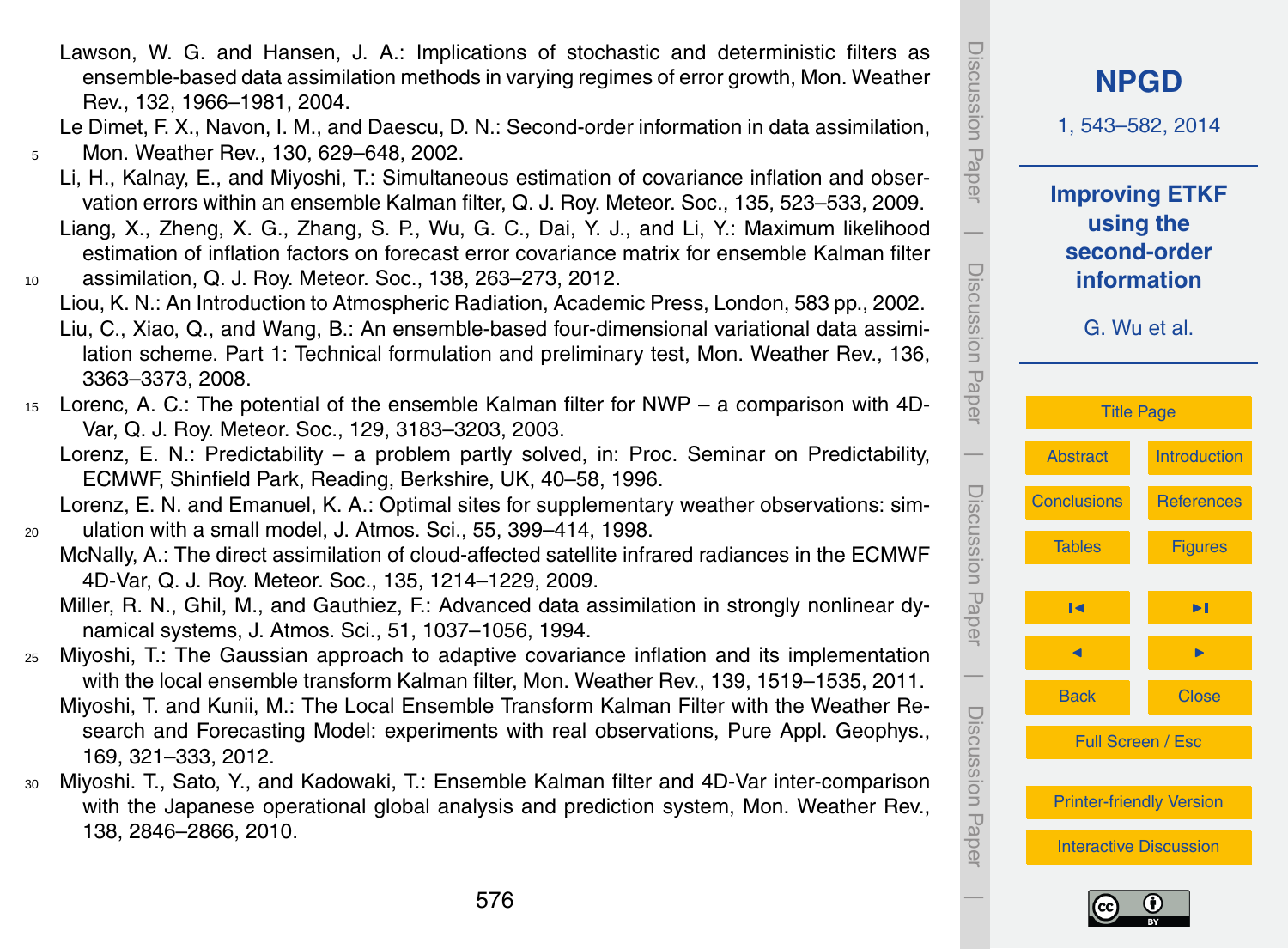Lawson, W. G. and Hansen, J. A.: Implications of stochastic and deterministic filters as ensemble-based data assimilation methods in varying regimes of error growth, Mon. Weather Rev., 132, 1966–1981, 2004.

Le Dimet, F. X., Navon, I. M., and Daescu, D. N.: Second-order information in data assimilation, Mon. Weather Rev., 130, 629–648, 2002.

Li, H., Kalnay, E., and Miyoshi, T.: Simultaneous estimation of covariance inflation and observation errors within an ensemble Kalman filter, Q. J. Roy. Meteor. Soc., 135, 523–533, 2009.

Liang, X., Zheng, X. G., Zhang, S. P., Wu, G. C., Dai, Y. J., and Li, Y.: Maximum likelihood estimation of inflation factors on forecast error covariance matrix for ensemble Kalman filter assimilation, Q. J. Roy. Meteor. Soc., 138, 263–273, 2012.

Liou, K. N.: An Introduction to Atmospheric Radiation, Academic Press, London, 583 pp., 2002.

Liu, C., Xiao, Q., and Wang, B.: An ensemble-based four-dimensional variational data assimilation scheme. Part 1: Technical formulation and preliminary test, Mon. Weather Rev., 136, 3363–3373, 2008.

Lorenc, A. C.: The potential of the ensemble Kalman filter for NWP – a comparison with 4D-Var, Q. J. Roy. Meteor. Soc., 129, 3183–3203, 2003.

Lorenz, E. N.: Predictability – a problem partly solved, in: Proc. Seminar on Predictability, ECMWF, Shinfield Park, Reading, Berkshire, UK, 40–58, 1996.

Lorenz, E. N. and Emanuel, K. A.: Optimal sites for supplementary weather observations: simulation with a small model, J. Atmos. Sci., 55, 399–414, 1998.

McNally, A.: The direct assimilation of cloud-affected satellite infrared radiances in the ECMWF 4D-Var, Q. J. Roy. Meteor. Soc., 135, 1214–1229, 2009.

Miller, R. N., Ghil, M., and Gauthiez, F.: Advanced data assimilation in strongly nonlinear dynamical systems, J. Atmos. Sci., 51, 1037–1056, 1994.

Miyoshi, T.: The Gaussian approach to adaptive covariance inflation and its implementation with the local ensemble transform Kalman filter, Mon. Weather Rev., 139, 1519–1535, 2011.

Miyoshi, T. and Kunii, M.: The Local Ensemble Transform Kalman Filter with the Weather Research and Forecasting Model: experiments with real observations, Pure Appl. Geophys., 169, 321–333, 2012.

Miyoshi. T., Sato, Y., and Kadowaki, T.: Ensemble Kalman filter and 4D-Var inter-comparison with the Japanese operational global analysis and prediction system, Mon. Weather Rev., 138, 2846–2866, 2010.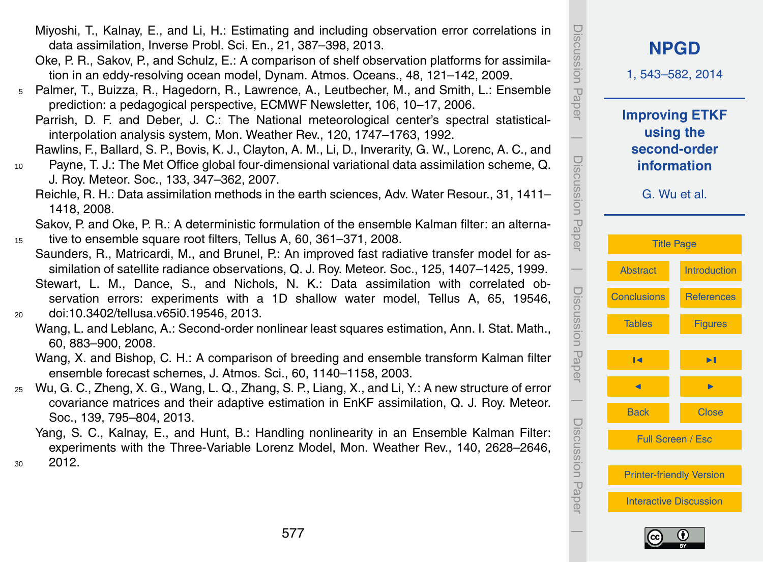Miyoshi, T., Kalnay, E., and Li, H.: Estimating and including observation error correlations in data assimilation, Inverse Probl. Sci. En., 21, 387–398, 2013.

Oke, P. R., Sakov, P., and Schulz, E.: A comparison of shelf observation platforms for assimilation in an eddy-resolving ocean model, Dynam. Atmos. Oceans., 48, 121–142, 2009.

Palmer, T., Buizza, R., Hagedorn, R., Lawrence, A., Leutbecher, M., and Smith, L.: Ensemble prediction: a pedagogical perspective, ECMWF Newsletter, 106, 10–17, 2006.

Parrish, D. F. and Deber, J. C.: The National meteorological center's spectral statistical-interpolation analysis system, Mon. Weather Rev., 120, 1747–1763, 1992.

Rawlins, F., Ballard, S. P., Bovis, K. J., Clayton, A. M., Li, D., Inverarity, G. W., Lorenc, A. C., and Payne, T. J.: The Met Office global four-dimensional variational data assimilation scheme, Q. J. Roy. Meteor. Soc., 133, 347–362, 2007.

Reichle, R. H.: Data assimilation methods in the earth sciences, Adv. Water Resour., 31, 1411–1418, 2008.

Sakov, P. and Oke, P. R.: A deterministic formulation of the ensemble Kalman filter: an alternative to ensemble square root filters, Tellus A, 60, 361–371, 2008.

Saunders, R., Matricardi, M., and Brunel, P.: An improved fast radiative transfer model for assimilation of satellite radiance observations, Q. J. Roy. Meteor. Soc., 125, 1407–1425, 1999.

Stewart, L. M., Dance, S., and Nichols, N. K.: Data assimilation with correlated observation errors: experiments with a 1D shallow water model, Tellus A, 65, 19546, doi:10.3402/tellusa.v65i0.19546, 2013.

Wang, L. and Leblanc, A.: Second-order nonlinear least squares estimation, Ann. I. Stat. Math., 60, 883–900, 2008.

Wang, X. and Bishop, C. H.: A comparison of breeding and ensemble transform Kalman filter ensemble forecast schemes, J. Atmos. Sci., 60, 1140–1158, 2003.

Wu, G. C., Zheng, X. G., Wang, L. Q., Zhang, S. P., Liang, X., and Li, Y.: A new structure of error covariance matrices and their adaptive estimation in EnKF assimilation, Q. J. Roy. Meteor. Soc., 139, 795–804, 2013.

Yang, S. C., Kalnay, E., and Hunt, B.: Handling nonlinearity in an Ensemble Kalman Filter: experiments with the Three-Variable Lorenz Model, Mon. Weather Rev., 140, 2628–2646, 2012.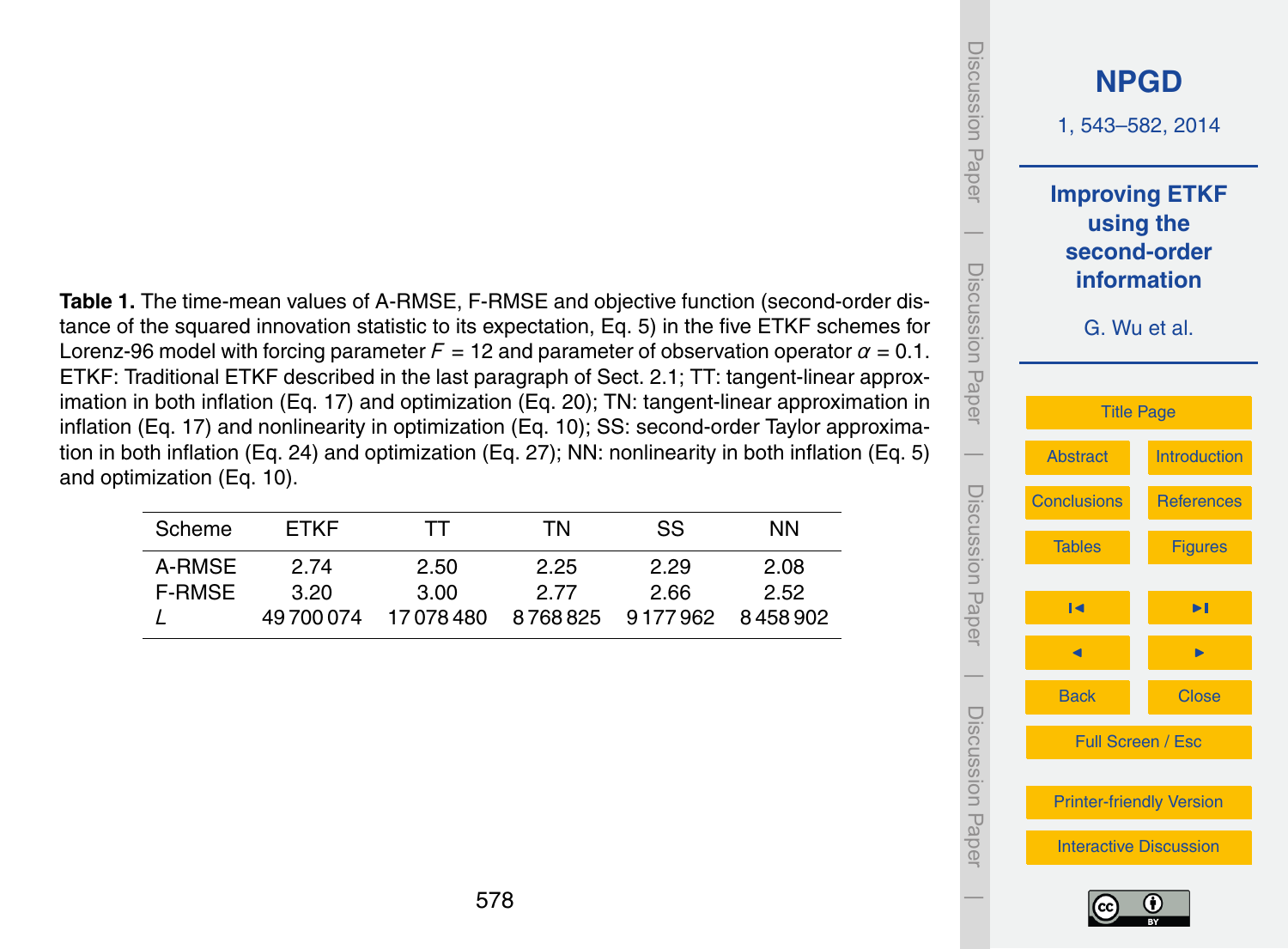**Table 1.** The time-mean values of A-RMSE, F-RMSE and objective function (second-order distance of the squared innovation statistic to its expectation, Eq. 5) in the five ETKF schemes for Lorenz-96 model with forcing parameter $F = 12$ and parameter of observation operator $\alpha = 0.1$. ETKF: Traditional ETKF described in the last paragraph of Sect. 2.1; TT: tangent-linear approximation in both inflation (Eq. 17) and optimization (Eq. 20); TN: tangent-linear approximation in inflation (Eq. 17) and nonlinearity in optimization (Eq. 10); SS: second-order Taylor approximation in both inflation (Eq. 24) and optimization (Eq. 27); NN: nonlinearity in both inflation (Eq. 5) and optimization (Eq. 10).

| Scheme | ETKF | TT | TN | SS | NN |
|---|---|---|---|---|---|
| A-RMSE | 2.74 | 2.50 | 2.25 | 2.29 | 2.08 |
| F-RMSE | 3.20 | 3.00 | 2.77 | 2.66 | 2.52 |
| $L$ | 49 700 074 | 17 078 480 | 8 768 825 | 9 177 962 | 8 458 902 |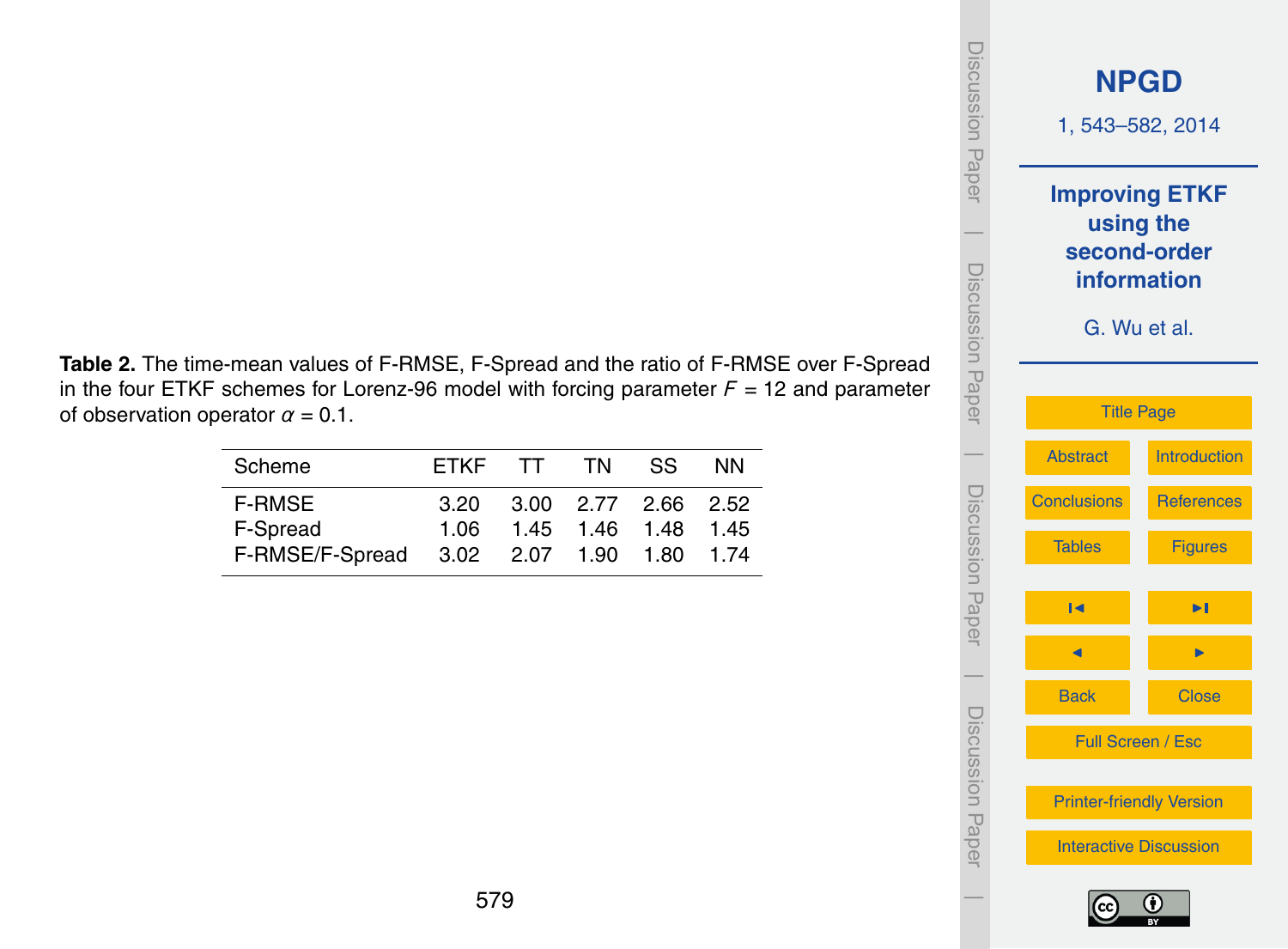**Table 2.** The time-mean values of F-RMSE, F-Spread and the ratio of F-RMSE over F-Spread in the four ETKF schemes for Lorenz-96 model with forcing parameter $F = 12$ and parameter of observation operator $\alpha = 0.1$.

| Scheme | ETKF | TT | TN | SS | NN |
|---|---|---|---|---|---|
| F-RMSE | 3.20 | 3.00 | 2.77 | 2.66 | 2.52 |
| F-Spread | 1.06 | 1.45 | 1.46 | 1.48 | 1.45 |
| F-RMSE/F-Spread | 3.02 | 2.07 | 1.90 | 1.80 | 1.74 |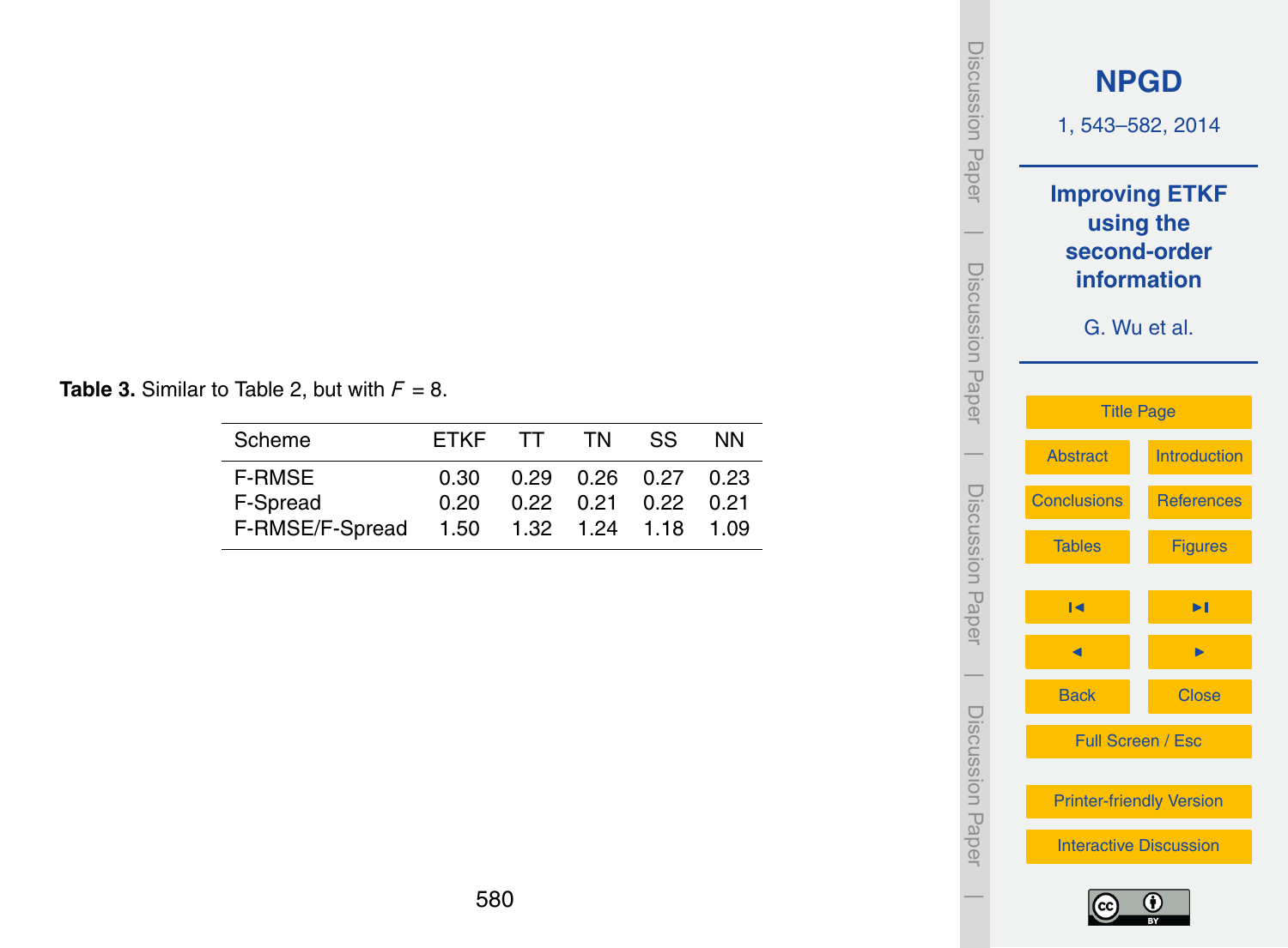**Table 3.** Similar to Table 2, but with $F = 8$.

| Scheme | ETKF | TT | TN | SS | NN |
|---|---|---|---|---|---|
| F-RMSE | 0.30 | 0.29 | 0.26 | 0.27 | 0.23 |
| F-Spread | 0.20 | 0.22 | 0.21 | 0.22 | 0.21 |
| F-RMSE/F-Spread | 1.50 | 1.32 | 1.24 | 1.18 | 1.09 |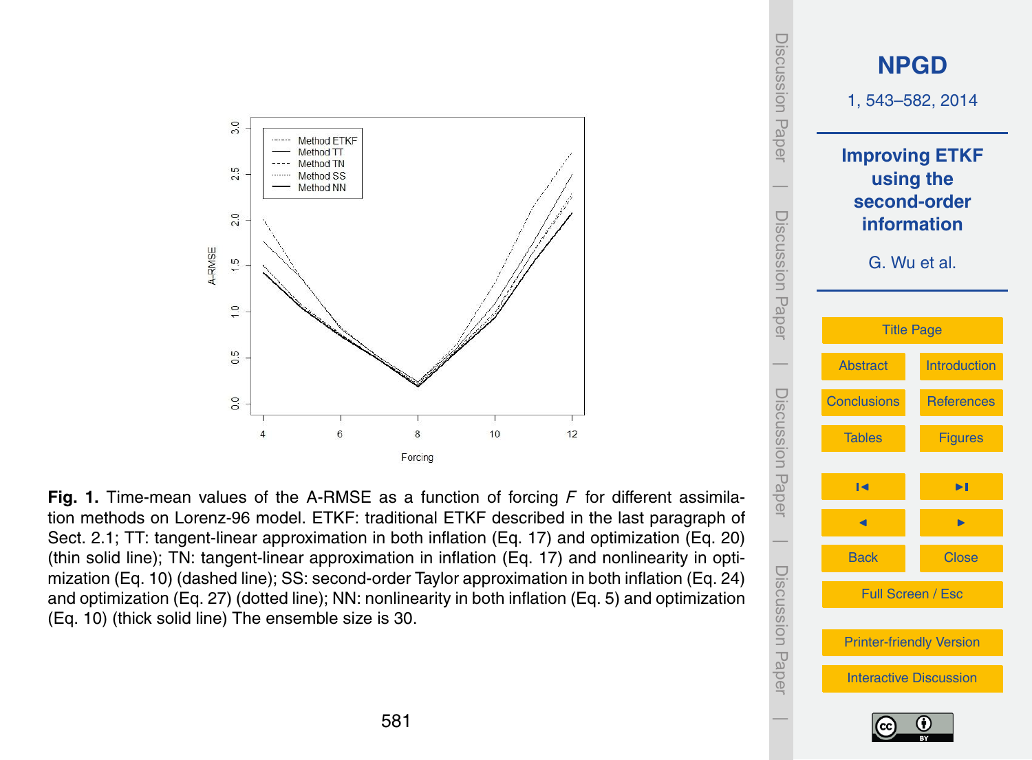**Fig. 1.** Time-mean values of the A-RMSE as a function of forcing $F$ for different assimilation methods on Lorenz-96 model. ETKF: traditional ETKF described in the last paragraph of Sect. 2.1; TT: tangent-linear approximation in both inflation (Eq. 17) and optimization (Eq. 20) (thin solid line); TN: tangent-linear approximation in inflation (Eq. 17) and nonlinearity in optimization (Eq. 10) (dashed line); SS: second-order Taylor approximation in both inflation (Eq. 24) and optimization (Eq. 27) (dotted line); NN: nonlinearity in both inflation (Eq. 5) and optimization (Eq. 10) (thick solid line) The ensemble size is 30.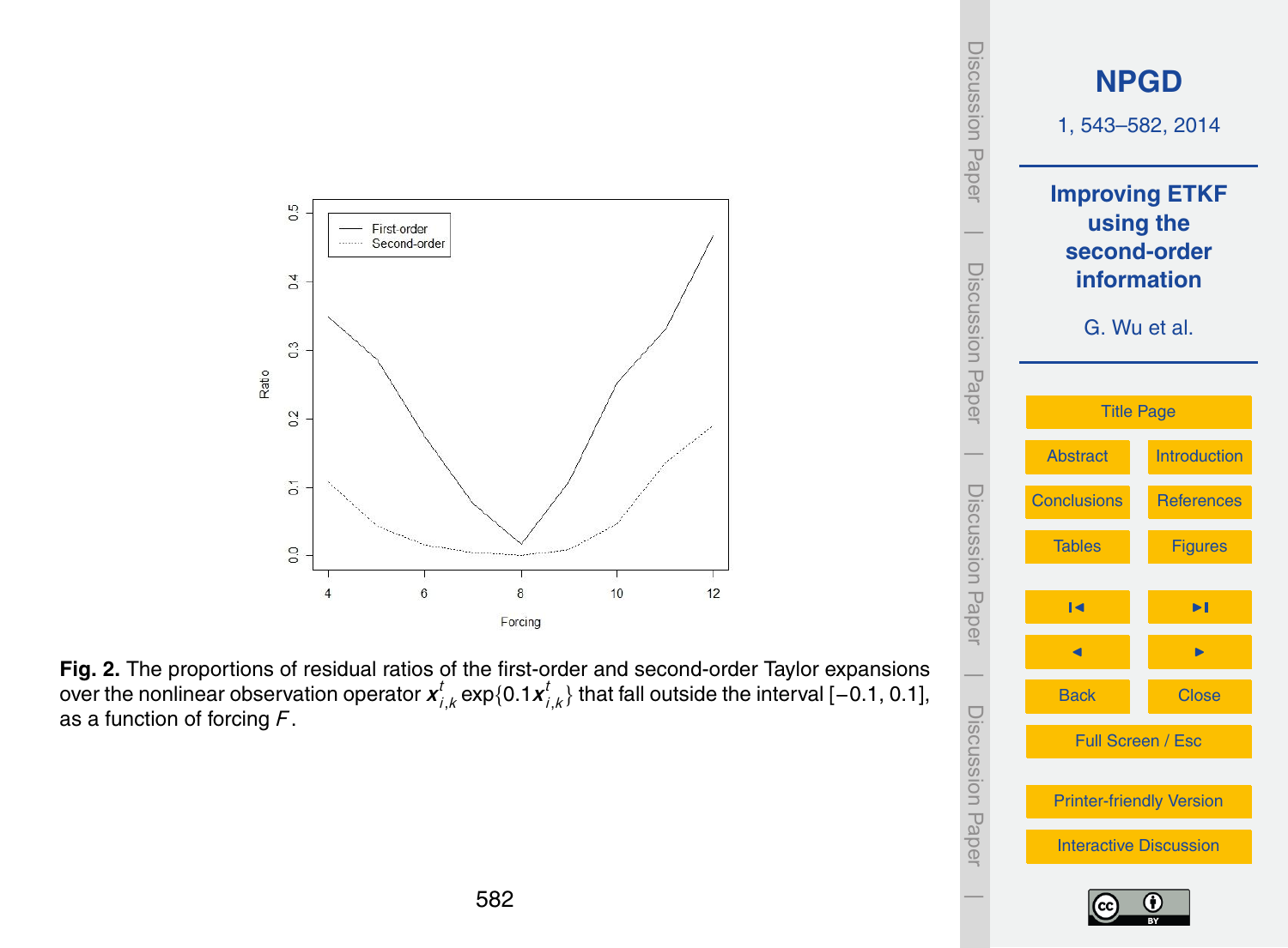Ratio

0.5
0.4
0.3
0.2
0.1
0.0

First-order
Second-order

4
6
8
10
12

Forcing

**Fig. 2.** The proportions of residual ratios of the first-order and second-order Taylor expansions over the nonlinear observation operator $\boldsymbol{x}_{i,k}^{t}\exp\{0.1\boldsymbol{x}_{i,k}^{t}\}$ that fall outside the interval $[-0.1, 0.1]$, as a function of forcing $F$.